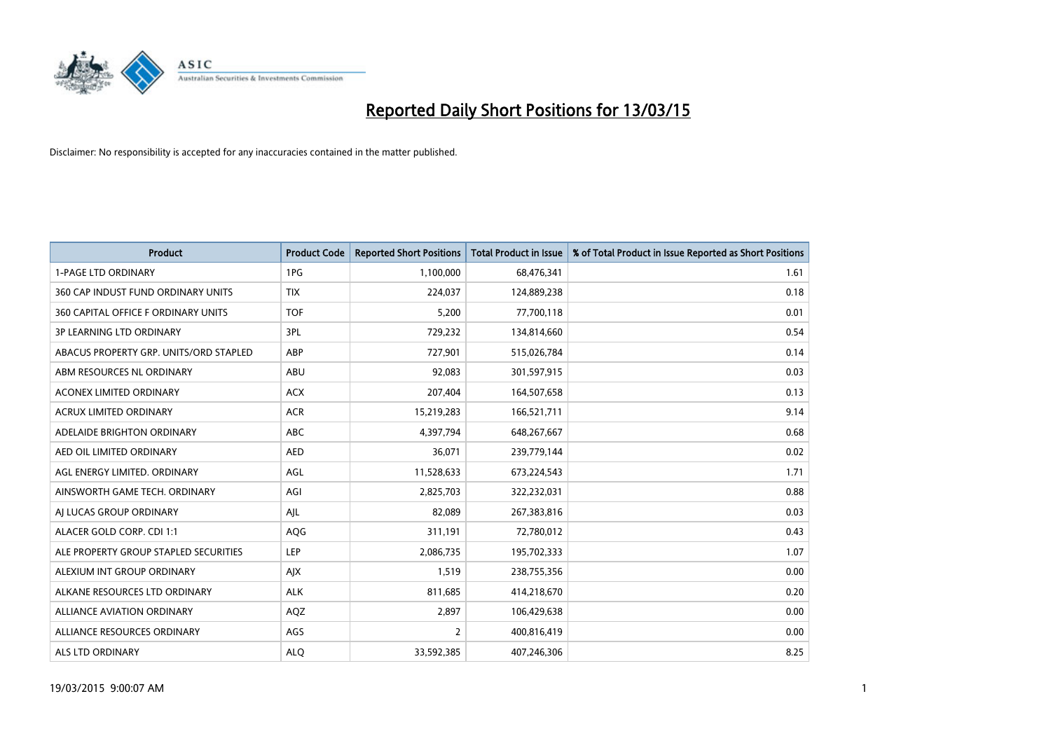# Reported Daily Short Positions for 13/03/15

Disclaimer: No responsibility is accepted for any inaccuracies contained in the matter published.

| Product | Product Code | Reported Short Positions | Total Product in Issue | % of Total Product in Issue Reported as Short Positions |
|---|---|---|---|---|
| 1-PAGE LTD ORDINARY | 1PG | 1,100,000 | 68,476,341 | 1.61 |
| 360 CAP INDUST FUND ORDINARY UNITS | TIX | 224,037 | 124,889,238 | 0.18 |
| 360 CAPITAL OFFICE F ORDINARY UNITS | TOF | 5,200 | 77,700,118 | 0.01 |
| 3P LEARNING LTD ORDINARY | 3PL | 729,232 | 134,814,660 | 0.54 |
| ABACUS PROPERTY GRP. UNITS/ORD STAPLED | ABP | 727,901 | 515,026,784 | 0.14 |
| ABM RESOURCES NL ORDINARY | ABU | 92,083 | 301,597,915 | 0.03 |
| ACONEX LIMITED ORDINARY | ACX | 207,404 | 164,507,658 | 0.13 |
| ACRUX LIMITED ORDINARY | ACR | 15,219,283 | 166,521,711 | 9.14 |
| ADELAIDE BRIGHTON ORDINARY | ABC | 4,397,794 | 648,267,667 | 0.68 |
| AED OIL LIMITED ORDINARY | AED | 36,071 | 239,779,144 | 0.02 |
| AGL ENERGY LIMITED. ORDINARY | AGL | 11,528,633 | 673,224,543 | 1.71 |
| AINSWORTH GAME TECH. ORDINARY | AGI | 2,825,703 | 322,232,031 | 0.88 |
| AJ LUCAS GROUP ORDINARY | AJL | 82,089 | 267,383,816 | 0.03 |
| ALACER GOLD CORP. CDI 1:1 | AQG | 311,191 | 72,780,012 | 0.43 |
| ALE PROPERTY GROUP STAPLED SECURITIES | LEP | 2,086,735 | 195,702,333 | 1.07 |
| ALEXIUM INT GROUP ORDINARY | AJX | 1,519 | 238,755,356 | 0.00 |
| ALKANE RESOURCES LTD ORDINARY | ALK | 811,685 | 414,218,670 | 0.20 |
| ALLIANCE AVIATION ORDINARY | AQZ | 2,897 | 106,429,638 | 0.00 |
| ALLIANCE RESOURCES ORDINARY | AGS | 2 | 400,816,419 | 0.00 |
| ALS LTD ORDINARY | ALQ | 33,592,385 | 407,246,306 | 8.25 |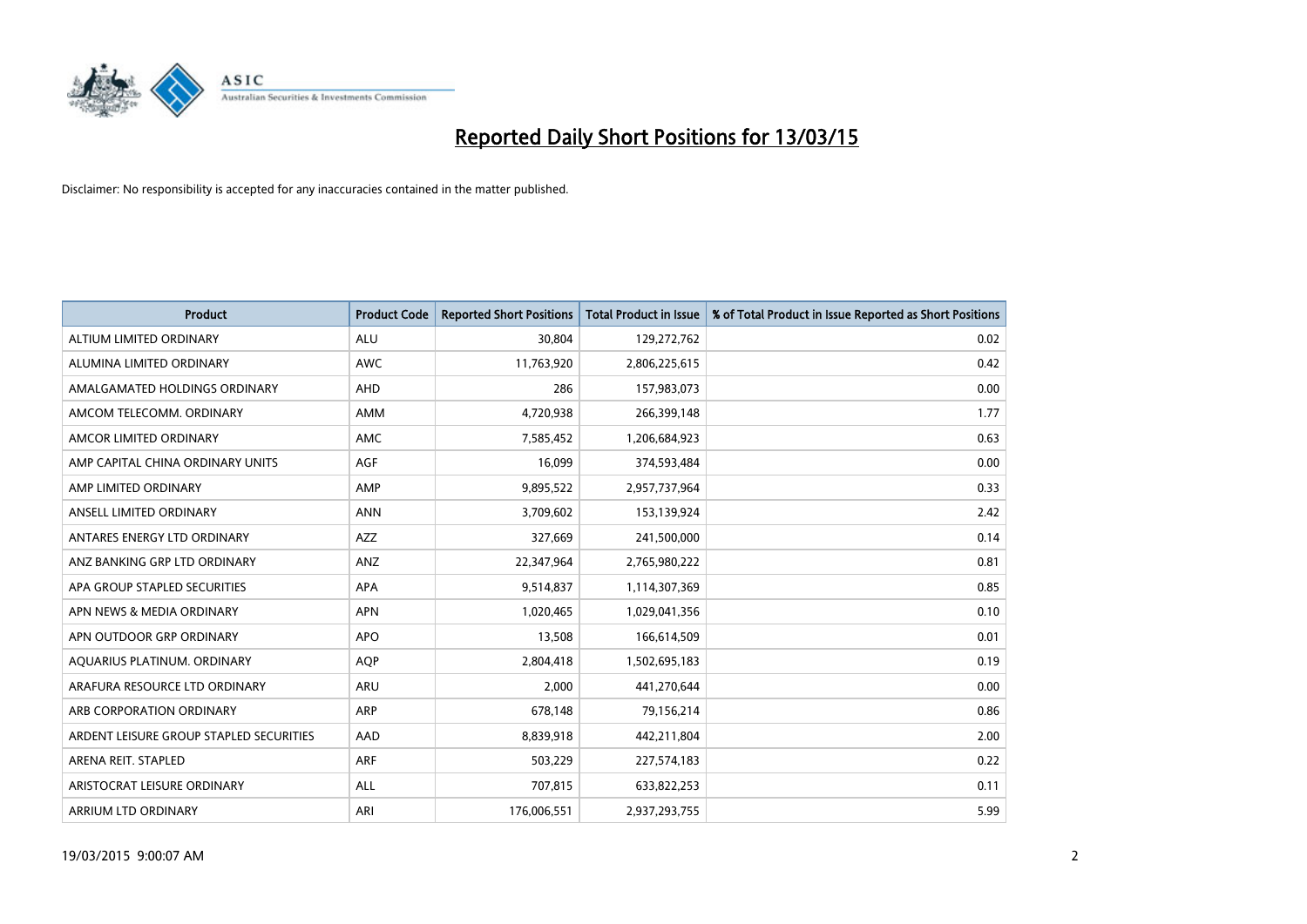# Reported Daily Short Positions for 13/03/15

Disclaimer: No responsibility is accepted for any inaccuracies contained in the matter published.

| Product | Product Code | Reported Short Positions | Total Product in Issue | % of Total Product in Issue Reported as Short Positions |
|---|---|---|---|---|
| ALTIUM LIMITED ORDINARY | ALU | 30,804 | 129,272,762 | 0.02 |
| ALUMINA LIMITED ORDINARY | AWC | 11,763,920 | 2,806,225,615 | 0.42 |
| AMALGAMATED HOLDINGS ORDINARY | AHD | 286 | 157,983,073 | 0.00 |
| AMCOM TELECOMM. ORDINARY | AMM | 4,720,938 | 266,399,148 | 1.77 |
| AMCOR LIMITED ORDINARY | AMC | 7,585,452 | 1,206,684,923 | 0.63 |
| AMP CAPITAL CHINA ORDINARY UNITS | AGF | 16,099 | 374,593,484 | 0.00 |
| AMP LIMITED ORDINARY | AMP | 9,895,522 | 2,957,737,964 | 0.33 |
| ANSELL LIMITED ORDINARY | ANN | 3,709,602 | 153,139,924 | 2.42 |
| ANTARES ENERGY LTD ORDINARY | AZZ | 327,669 | 241,500,000 | 0.14 |
| ANZ BANKING GRP LTD ORDINARY | ANZ | 22,347,964 | 2,765,980,222 | 0.81 |
| APA GROUP STAPLED SECURITIES | APA | 9,514,837 | 1,114,307,369 | 0.85 |
| APN NEWS & MEDIA ORDINARY | APN | 1,020,465 | 1,029,041,356 | 0.10 |
| APN OUTDOOR GRP ORDINARY | APO | 13,508 | 166,614,509 | 0.01 |
| AQUARIUS PLATINUM. ORDINARY | AQP | 2,804,418 | 1,502,695,183 | 0.19 |
| ARAFURA RESOURCE LTD ORDINARY | ARU | 2,000 | 441,270,644 | 0.00 |
| ARB CORPORATION ORDINARY | ARP | 678,148 | 79,156,214 | 0.86 |
| ARDENT LEISURE GROUP STAPLED SECURITIES | AAD | 8,839,918 | 442,211,804 | 2.00 |
| ARENA REIT. STAPLED | ARF | 503,229 | 227,574,183 | 0.22 |
| ARISTOCRAT LEISURE ORDINARY | ALL | 707,815 | 633,822,253 | 0.11 |
| ARRIUM LTD ORDINARY | ARI | 176,006,551 | 2,937,293,755 | 5.99 |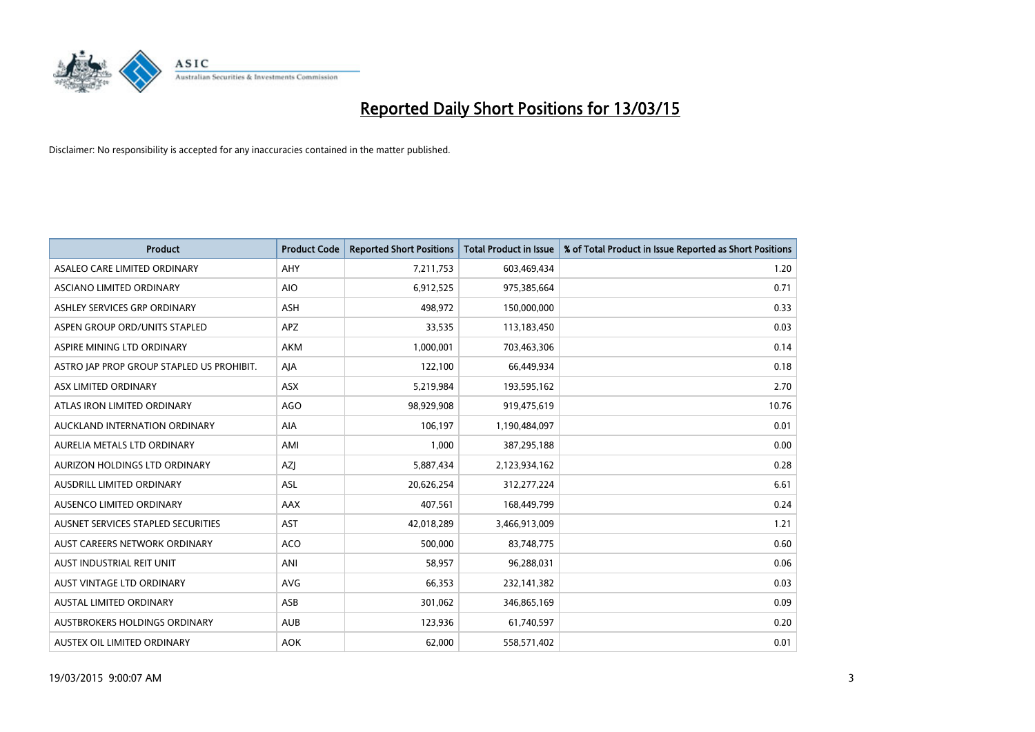# Reported Daily Short Positions for 13/03/15

Disclaimer: No responsibility is accepted for any inaccuracies contained in the matter published.

| Product | Product Code | Reported Short Positions | Total Product in Issue | % of Total Product in Issue Reported as Short Positions |
|---|---|---|---|---|
| ASALEO CARE LIMITED ORDINARY | AHY | 7,211,753 | 603,469,434 | 1.20 |
| ASCIANO LIMITED ORDINARY | AIO | 6,912,525 | 975,385,664 | 0.71 |
| ASHLEY SERVICES GRP ORDINARY | ASH | 498,972 | 150,000,000 | 0.33 |
| ASPEN GROUP ORD/UNITS STAPLED | APZ | 33,535 | 113,183,450 | 0.03 |
| ASPIRE MINING LTD ORDINARY | AKM | 1,000,001 | 703,463,306 | 0.14 |
| ASTRO JAP PROP GROUP STAPLED US PROHIBIT. | AJA | 122,100 | 66,449,934 | 0.18 |
| ASX LIMITED ORDINARY | ASX | 5,219,984 | 193,595,162 | 2.70 |
| ATLAS IRON LIMITED ORDINARY | AGO | 98,929,908 | 919,475,619 | 10.76 |
| AUCKLAND INTERNATION ORDINARY | AIA | 106,197 | 1,190,484,097 | 0.01 |
| AURELIA METALS LTD ORDINARY | AMI | 1,000 | 387,295,188 | 0.00 |
| AURIZON HOLDINGS LTD ORDINARY | AZJ | 5,887,434 | 2,123,934,162 | 0.28 |
| AUSDRILL LIMITED ORDINARY | ASL | 20,626,254 | 312,277,224 | 6.61 |
| AUSENCO LIMITED ORDINARY | AAX | 407,561 | 168,449,799 | 0.24 |
| AUSNET SERVICES STAPLED SECURITIES | AST | 42,018,289 | 3,466,913,009 | 1.21 |
| AUST CAREERS NETWORK ORDINARY | ACO | 500,000 | 83,748,775 | 0.60 |
| AUST INDUSTRIAL REIT UNIT | ANI | 58,957 | 96,288,031 | 0.06 |
| AUST VINTAGE LTD ORDINARY | AVG | 66,353 | 232,141,382 | 0.03 |
| AUSTAL LIMITED ORDINARY | ASB | 301,062 | 346,865,169 | 0.09 |
| AUSTBROKERS HOLDINGS ORDINARY | AUB | 123,936 | 61,740,597 | 0.20 |
| AUSTEX OIL LIMITED ORDINARY | AOK | 62,000 | 558,571,402 | 0.01 |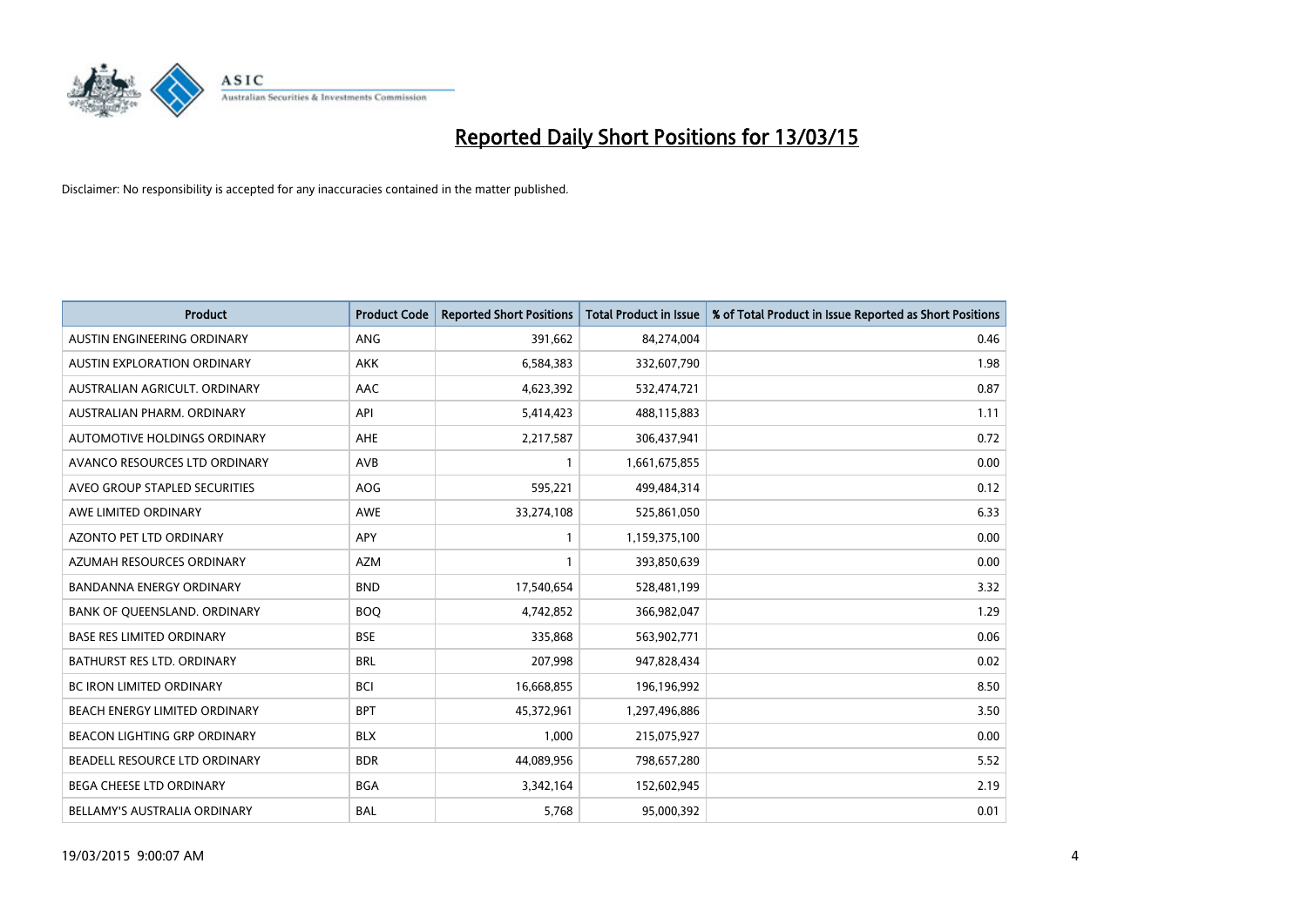# Reported Daily Short Positions for 13/03/15

Disclaimer: No responsibility is accepted for any inaccuracies contained in the matter published.

| Product | Product Code | Reported Short Positions | Total Product in Issue | % of Total Product in Issue Reported as Short Positions |
|---|---|---|---|---|
| AUSTIN ENGINEERING ORDINARY | ANG | 391,662 | 84,274,004 | 0.46 |
| AUSTIN EXPLORATION ORDINARY | AKK | 6,584,383 | 332,607,790 | 1.98 |
| AUSTRALIAN AGRICULT. ORDINARY | AAC | 4,623,392 | 532,474,721 | 0.87 |
| AUSTRALIAN PHARM. ORDINARY | API | 5,414,423 | 488,115,883 | 1.11 |
| AUTOMOTIVE HOLDINGS ORDINARY | AHE | 2,217,587 | 306,437,941 | 0.72 |
| AVANCO RESOURCES LTD ORDINARY | AVB | 1 | 1,661,675,855 | 0.00 |
| AVEO GROUP STAPLED SECURITIES | AOG | 595,221 | 499,484,314 | 0.12 |
| AWE LIMITED ORDINARY | AWE | 33,274,108 | 525,861,050 | 6.33 |
| AZONTO PET LTD ORDINARY | APY | 1 | 1,159,375,100 | 0.00 |
| AZUMAH RESOURCES ORDINARY | AZM | 1 | 393,850,639 | 0.00 |
| BANDANNA ENERGY ORDINARY | BND | 17,540,654 | 528,481,199 | 3.32 |
| BANK OF QUEENSLAND. ORDINARY | BOQ | 4,742,852 | 366,982,047 | 1.29 |
| BASE RES LIMITED ORDINARY | BSE | 335,868 | 563,902,771 | 0.06 |
| BATHURST RES LTD. ORDINARY | BRL | 207,998 | 947,828,434 | 0.02 |
| BC IRON LIMITED ORDINARY | BCI | 16,668,855 | 196,196,992 | 8.50 |
| BEACH ENERGY LIMITED ORDINARY | BPT | 45,372,961 | 1,297,496,886 | 3.50 |
| BEACON LIGHTING GRP ORDINARY | BLX | 1,000 | 215,075,927 | 0.00 |
| BEADELL RESOURCE LTD ORDINARY | BDR | 44,089,956 | 798,657,280 | 5.52 |
| BEGA CHEESE LTD ORDINARY | BGA | 3,342,164 | 152,602,945 | 2.19 |
| BELLAMY'S AUSTRALIA ORDINARY | BAL | 5,768 | 95,000,392 | 0.01 |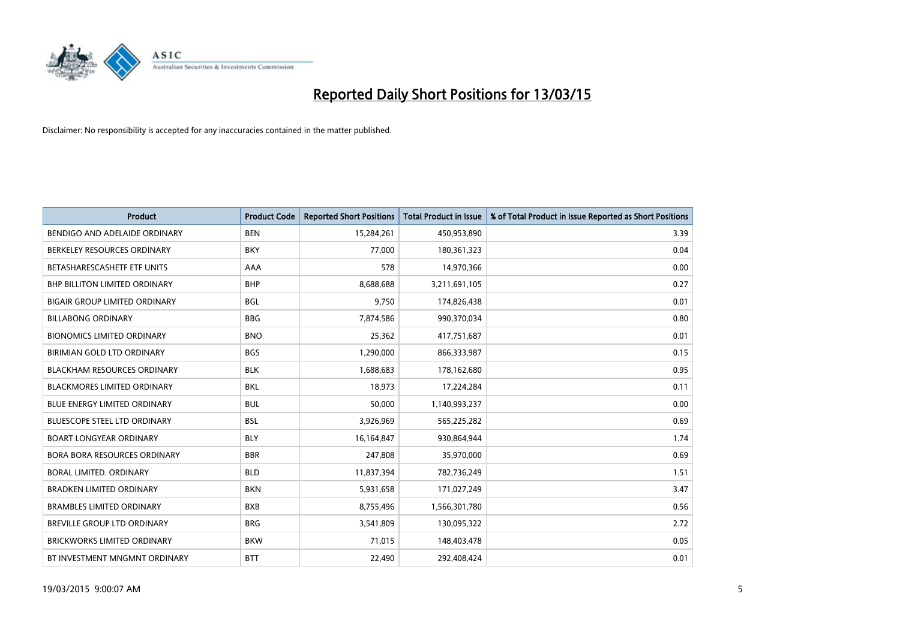# Reported Daily Short Positions for 13/03/15

Disclaimer: No responsibility is accepted for any inaccuracies contained in the matter published.

| Product | Product Code | Reported Short Positions | Total Product in Issue | % of Total Product in Issue Reported as Short Positions |
| --- | --- | --- | --- | --- |
| BENDIGO AND ADELAIDE ORDINARY | BEN | 15,284,261 | 450,953,890 | 3.39 |
| BERKELEY RESOURCES ORDINARY | BKY | 77,000 | 180,361,323 | 0.04 |
| BETASHARESCASHETF ETF UNITS | AAA | 578 | 14,970,366 | 0.00 |
| BHP BILLITON LIMITED ORDINARY | BHP | 8,688,688 | 3,211,691,105 | 0.27 |
| BIGAIR GROUP LIMITED ORDINARY | BGL | 9,750 | 174,826,438 | 0.01 |
| BILLABONG ORDINARY | BBG | 7,874,586 | 990,370,034 | 0.80 |
| BIONOMICS LIMITED ORDINARY | BNO | 25,362 | 417,751,687 | 0.01 |
| BIRIMIAN GOLD LTD ORDINARY | BGS | 1,290,000 | 866,333,987 | 0.15 |
| BLACKHAM RESOURCES ORDINARY | BLK | 1,688,683 | 178,162,680 | 0.95 |
| BLACKMORES LIMITED ORDINARY | BKL | 18,973 | 17,224,284 | 0.11 |
| BLUE ENERGY LIMITED ORDINARY | BUL | 50,000 | 1,140,993,237 | 0.00 |
| BLUESCOPE STEEL LTD ORDINARY | BSL | 3,926,969 | 565,225,282 | 0.69 |
| BOART LONGYEAR ORDINARY | BLY | 16,164,847 | 930,864,944 | 1.74 |
| BORA BORA RESOURCES ORDINARY | BBR | 247,808 | 35,970,000 | 0.69 |
| BORAL LIMITED. ORDINARY | BLD | 11,837,394 | 782,736,249 | 1.51 |
| BRADKEN LIMITED ORDINARY | BKN | 5,931,658 | 171,027,249 | 3.47 |
| BRAMBLES LIMITED ORDINARY | BXB | 8,755,496 | 1,566,301,780 | 0.56 |
| BREVILLE GROUP LTD ORDINARY | BRG | 3,541,809 | 130,095,322 | 2.72 |
| BRICKWORKS LIMITED ORDINARY | BKW | 71,015 | 148,403,478 | 0.05 |
| BT INVESTMENT MNGMNT ORDINARY | BTT | 22,490 | 292,408,424 | 0.01 |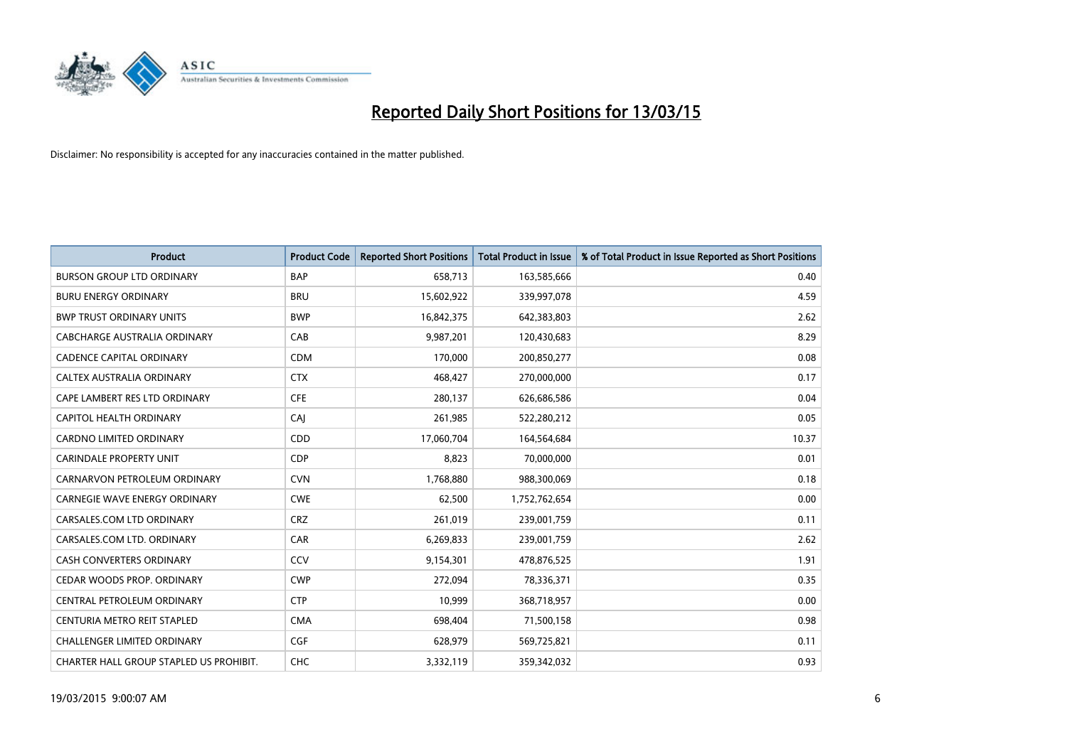# Reported Daily Short Positions for 13/03/15

Disclaimer: No responsibility is accepted for any inaccuracies contained in the matter published.

| Product | Product Code | Reported Short Positions | Total Product in Issue | % of Total Product in Issue Reported as Short Positions |
|---|---|---|---|---|
| BURSON GROUP LTD ORDINARY | BAP | 658,713 | 163,585,666 | 0.40 |
| BURU ENERGY ORDINARY | BRU | 15,602,922 | 339,997,078 | 4.59 |
| BWP TRUST ORDINARY UNITS | BWP | 16,842,375 | 642,383,803 | 2.62 |
| CABCHARGE AUSTRALIA ORDINARY | CAB | 9,987,201 | 120,430,683 | 8.29 |
| CADENCE CAPITAL ORDINARY | CDM | 170,000 | 200,850,277 | 0.08 |
| CALTEX AUSTRALIA ORDINARY | CTX | 468,427 | 270,000,000 | 0.17 |
| CAPE LAMBERT RES LTD ORDINARY | CFE | 280,137 | 626,686,586 | 0.04 |
| CAPITOL HEALTH ORDINARY | CAJ | 261,985 | 522,280,212 | 0.05 |
| CARDNO LIMITED ORDINARY | CDD | 17,060,704 | 164,564,684 | 10.37 |
| CARINDALE PROPERTY UNIT | CDP | 8,823 | 70,000,000 | 0.01 |
| CARNARVON PETROLEUM ORDINARY | CVN | 1,768,880 | 988,300,069 | 0.18 |
| CARNEGIE WAVE ENERGY ORDINARY | CWE | 62,500 | 1,752,762,654 | 0.00 |
| CARSALES.COM LTD ORDINARY | CRZ | 261,019 | 239,001,759 | 0.11 |
| CARSALES.COM LTD. ORDINARY | CAR | 6,269,833 | 239,001,759 | 2.62 |
| CASH CONVERTERS ORDINARY | CCV | 9,154,301 | 478,876,525 | 1.91 |
| CEDAR WOODS PROP. ORDINARY | CWP | 272,094 | 78,336,371 | 0.35 |
| CENTRAL PETROLEUM ORDINARY | CTP | 10,999 | 368,718,957 | 0.00 |
| CENTURIA METRO REIT STAPLED | CMA | 698,404 | 71,500,158 | 0.98 |
| CHALLENGER LIMITED ORDINARY | CGF | 628,979 | 569,725,821 | 0.11 |
| CHARTER HALL GROUP STAPLED US PROHIBIT. | CHC | 3,332,119 | 359,342,032 | 0.93 |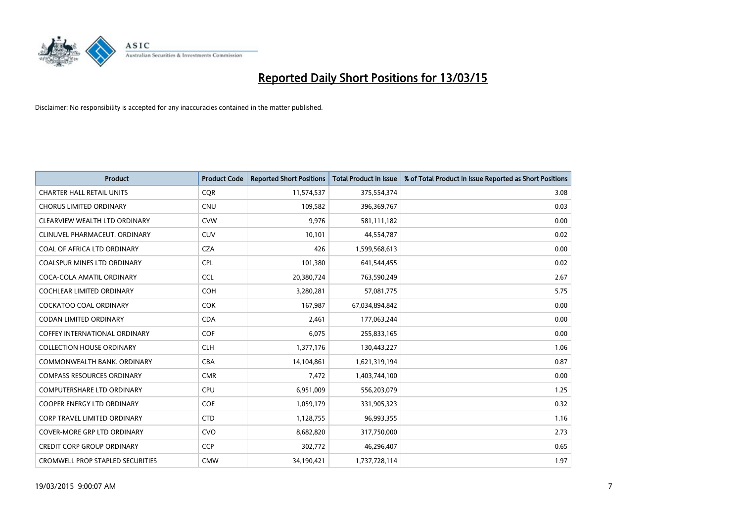# Reported Daily Short Positions for 13/03/15

Disclaimer: No responsibility is accepted for any inaccuracies contained in the matter published.

| Product | Product Code | Reported Short Positions | Total Product in Issue | % of Total Product in Issue Reported as Short Positions |
|---|---|---|---|---|
| CHARTER HALL RETAIL UNITS | CQR | 11,574,537 | 375,554,374 | 3.08 |
| CHORUS LIMITED ORDINARY | CNU | 109,582 | 396,369,767 | 0.03 |
| CLEARVIEW WEALTH LTD ORDINARY | CVW | 9,976 | 581,111,182 | 0.00 |
| CLINUVEL PHARMACEUT. ORDINARY | CUV | 10,101 | 44,554,787 | 0.02 |
| COAL OF AFRICA LTD ORDINARY | CZA | 426 | 1,599,568,613 | 0.00 |
| COALSPUR MINES LTD ORDINARY | CPL | 101,380 | 641,544,455 | 0.02 |
| COCA-COLA AMATIL ORDINARY | CCL | 20,380,724 | 763,590,249 | 2.67 |
| COCHLEAR LIMITED ORDINARY | COH | 3,280,281 | 57,081,775 | 5.75 |
| COCKATOO COAL ORDINARY | COK | 167,987 | 67,034,894,842 | 0.00 |
| CODAN LIMITED ORDINARY | CDA | 2,461 | 177,063,244 | 0.00 |
| COFFEY INTERNATIONAL ORDINARY | COF | 6,075 | 255,833,165 | 0.00 |
| COLLECTION HOUSE ORDINARY | CLH | 1,377,176 | 130,443,227 | 1.06 |
| COMMONWEALTH BANK. ORDINARY | CBA | 14,104,861 | 1,621,319,194 | 0.87 |
| COMPASS RESOURCES ORDINARY | CMR | 7,472 | 1,403,744,100 | 0.00 |
| COMPUTERSHARE LTD ORDINARY | CPU | 6,951,009 | 556,203,079 | 1.25 |
| COOPER ENERGY LTD ORDINARY | COE | 1,059,179 | 331,905,323 | 0.32 |
| CORP TRAVEL LIMITED ORDINARY | CTD | 1,128,755 | 96,993,355 | 1.16 |
| COVER-MORE GRP LTD ORDINARY | CVO | 8,682,820 | 317,750,000 | 2.73 |
| CREDIT CORP GROUP ORDINARY | CCP | 302,772 | 46,296,407 | 0.65 |
| CROMWELL PROP STAPLED SECURITIES | CMW | 34,190,421 | 1,737,728,114 | 1.97 |

19/03/2015 9:00:07 AM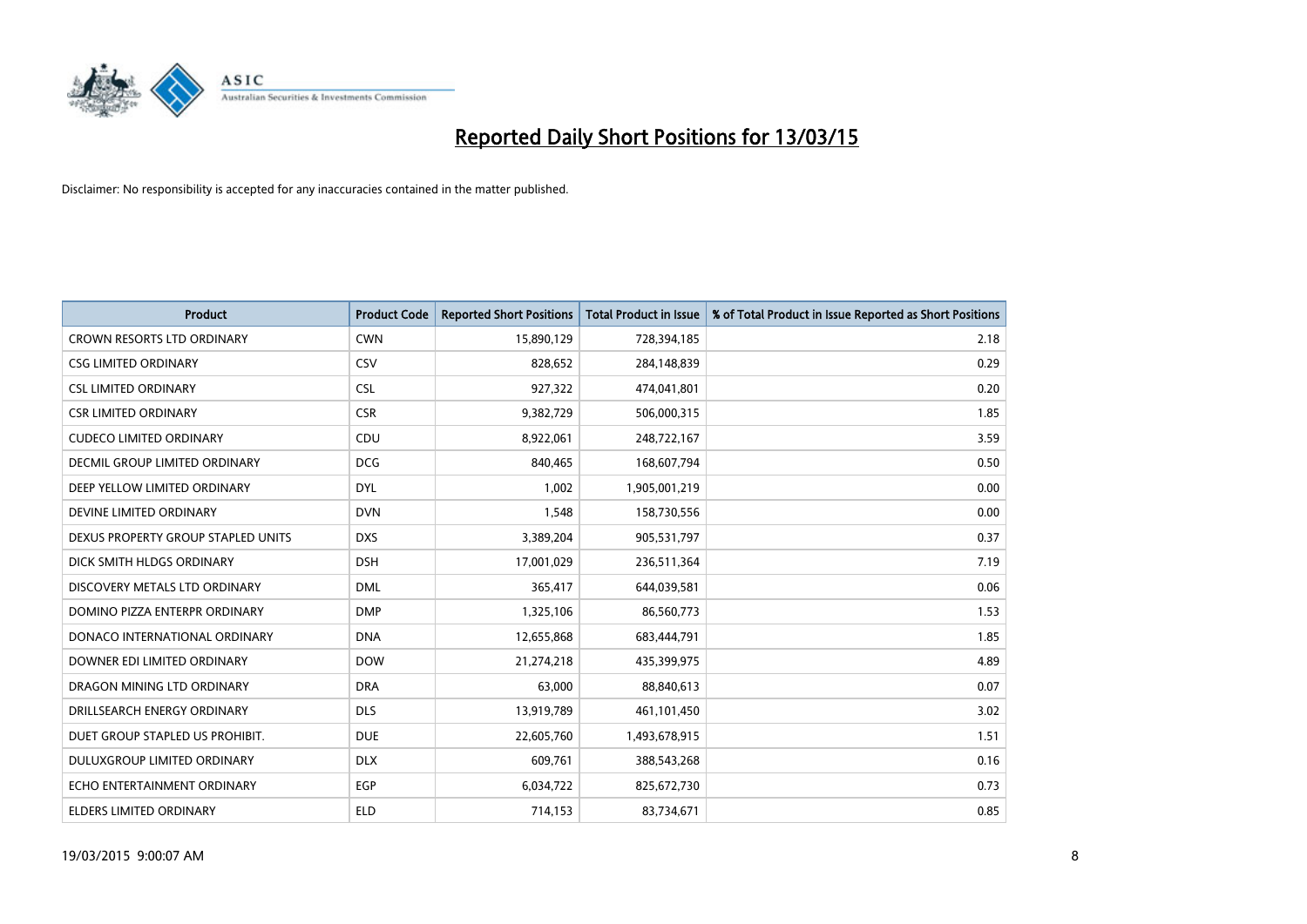# Reported Daily Short Positions for 13/03/15

Disclaimer: No responsibility is accepted for any inaccuracies contained in the matter published.

| Product | Product Code | Reported Short Positions | Total Product in Issue | % of Total Product in Issue Reported as Short Positions |
|---|---|---|---|---|
| CROWN RESORTS LTD ORDINARY | CWN | 15,890,129 | 728,394,185 | 2.18 |
| CSG LIMITED ORDINARY | CSV | 828,652 | 284,148,839 | 0.29 |
| CSL LIMITED ORDINARY | CSL | 927,322 | 474,041,801 | 0.20 |
| CSR LIMITED ORDINARY | CSR | 9,382,729 | 506,000,315 | 1.85 |
| CUDECO LIMITED ORDINARY | CDU | 8,922,061 | 248,722,167 | 3.59 |
| DECMIL GROUP LIMITED ORDINARY | DCG | 840,465 | 168,607,794 | 0.50 |
| DEEP YELLOW LIMITED ORDINARY | DYL | 1,002 | 1,905,001,219 | 0.00 |
| DEVINE LIMITED ORDINARY | DVN | 1,548 | 158,730,556 | 0.00 |
| DEXUS PROPERTY GROUP STAPLED UNITS | DXS | 3,389,204 | 905,531,797 | 0.37 |
| DICK SMITH HLDGS ORDINARY | DSH | 17,001,029 | 236,511,364 | 7.19 |
| DISCOVERY METALS LTD ORDINARY | DML | 365,417 | 644,039,581 | 0.06 |
| DOMINO PIZZA ENTERPR ORDINARY | DMP | 1,325,106 | 86,560,773 | 1.53 |
| DONACO INTERNATIONAL ORDINARY | DNA | 12,655,868 | 683,444,791 | 1.85 |
| DOWNER EDI LIMITED ORDINARY | DOW | 21,274,218 | 435,399,975 | 4.89 |
| DRAGON MINING LTD ORDINARY | DRA | 63,000 | 88,840,613 | 0.07 |
| DRILLSEARCH ENERGY ORDINARY | DLS | 13,919,789 | 461,101,450 | 3.02 |
| DUET GROUP STAPLED US PROHIBIT. | DUE | 22,605,760 | 1,493,678,915 | 1.51 |
| DULUXGROUP LIMITED ORDINARY | DLX | 609,761 | 388,543,268 | 0.16 |
| ECHO ENTERTAINMENT ORDINARY | EGP | 6,034,722 | 825,672,730 | 0.73 |
| ELDERS LIMITED ORDINARY | ELD | 714,153 | 83,734,671 | 0.85 |

19/03/2015 9:00:07 AM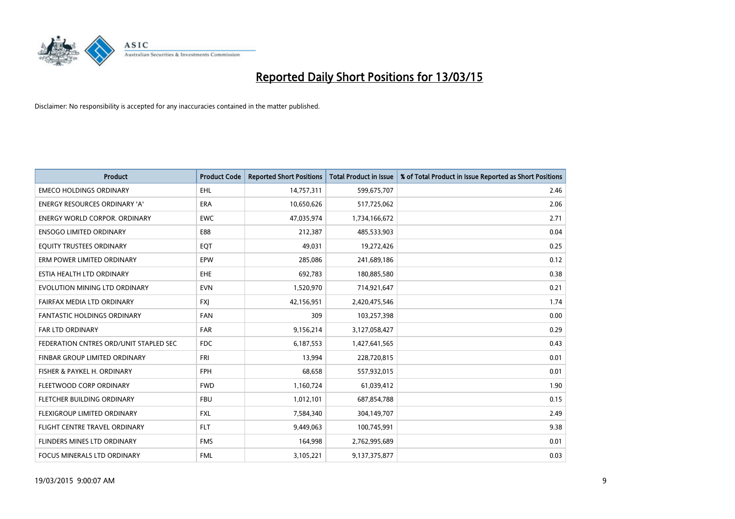# Reported Daily Short Positions for 13/03/15

Disclaimer: No responsibility is accepted for any inaccuracies contained in the matter published.

| Product | Product Code | Reported Short Positions | Total Product in Issue | % of Total Product in Issue Reported as Short Positions |
|---|---|---|---|---|
| EMECO HOLDINGS ORDINARY | EHL | 14,757,311 | 599,675,707 | 2.46 |
| ENERGY RESOURCES ORDINARY 'A' | ERA | 10,650,626 | 517,725,062 | 2.06 |
| ENERGY WORLD CORPOR. ORDINARY | EWC | 47,035,974 | 1,734,166,672 | 2.71 |
| ENSOGO LIMITED ORDINARY | E88 | 212,387 | 485,533,903 | 0.04 |
| EQUITY TRUSTEES ORDINARY | EQT | 49,031 | 19,272,426 | 0.25 |
| ERM POWER LIMITED ORDINARY | EPW | 285,086 | 241,689,186 | 0.12 |
| ESTIA HEALTH LTD ORDINARY | EHE | 692,783 | 180,885,580 | 0.38 |
| EVOLUTION MINING LTD ORDINARY | EVN | 1,520,970 | 714,921,647 | 0.21 |
| FAIRFAX MEDIA LTD ORDINARY | FXJ | 42,156,951 | 2,420,475,546 | 1.74 |
| FANTASTIC HOLDINGS ORDINARY | FAN | 309 | 103,257,398 | 0.00 |
| FAR LTD ORDINARY | FAR | 9,156,214 | 3,127,058,427 | 0.29 |
| FEDERATION CNTRES ORD/UNIT STAPLED SEC | FDC | 6,187,553 | 1,427,641,565 | 0.43 |
| FINBAR GROUP LIMITED ORDINARY | FRI | 13,994 | 228,720,815 | 0.01 |
| FISHER & PAYKEL H. ORDINARY | FPH | 68,658 | 557,932,015 | 0.01 |
| FLEETWOOD CORP ORDINARY | FWD | 1,160,724 | 61,039,412 | 1.90 |
| FLETCHER BUILDING ORDINARY | FBU | 1,012,101 | 687,854,788 | 0.15 |
| FLEXIGROUP LIMITED ORDINARY | FXL | 7,584,340 | 304,149,707 | 2.49 |
| FLIGHT CENTRE TRAVEL ORDINARY | FLT | 9,449,063 | 100,745,991 | 9.38 |
| FLINDERS MINES LTD ORDINARY | FMS | 164,998 | 2,762,995,689 | 0.01 |
| FOCUS MINERALS LTD ORDINARY | FML | 3,105,221 | 9,137,375,877 | 0.03 |

19/03/2015 9:00:07 AM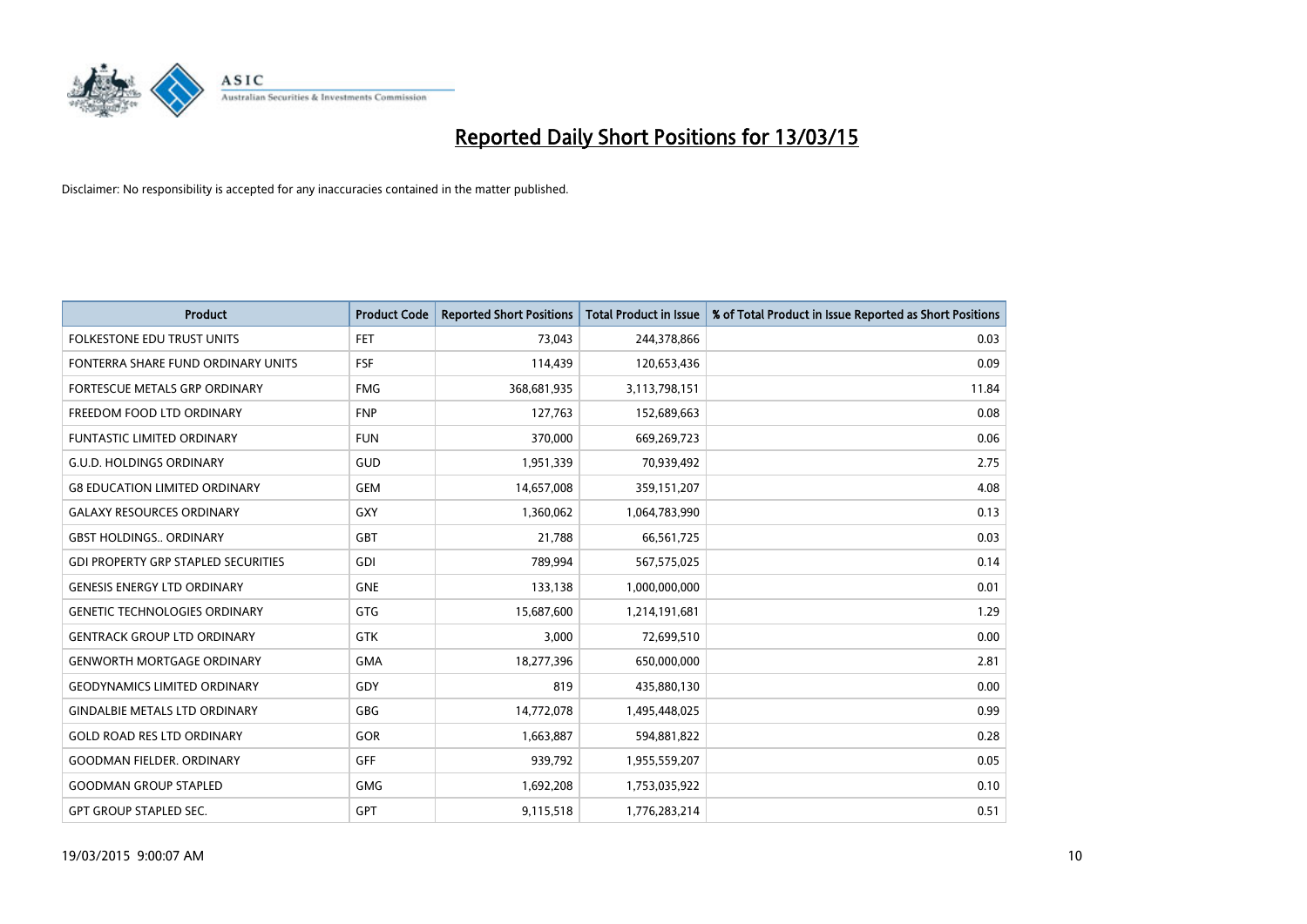# Reported Daily Short Positions for 13/03/15

Disclaimer: No responsibility is accepted for any inaccuracies contained in the matter published.

| Product | Product Code | Reported Short Positions | Total Product in Issue | % of Total Product in Issue Reported as Short Positions |
|---|---|---|---|---|
| FOLKESTONE EDU TRUST UNITS | FET | 73,043 | 244,378,866 | 0.03 |
| FONTERRA SHARE FUND ORDINARY UNITS | FSF | 114,439 | 120,653,436 | 0.09 |
| FORTESCUE METALS GRP ORDINARY | FMG | 368,681,935 | 3,113,798,151 | 11.84 |
| FREEDOM FOOD LTD ORDINARY | FNP | 127,763 | 152,689,663 | 0.08 |
| FUNTASTIC LIMITED ORDINARY | FUN | 370,000 | 669,269,723 | 0.06 |
| G.U.D. HOLDINGS ORDINARY | GUD | 1,951,339 | 70,939,492 | 2.75 |
| G8 EDUCATION LIMITED ORDINARY | GEM | 14,657,008 | 359,151,207 | 4.08 |
| GALAXY RESOURCES ORDINARY | GXY | 1,360,062 | 1,064,783,990 | 0.13 |
| GBST HOLDINGS.. ORDINARY | GBT | 21,788 | 66,561,725 | 0.03 |
| GDI PROPERTY GRP STAPLED SECURITIES | GDI | 789,994 | 567,575,025 | 0.14 |
| GENESIS ENERGY LTD ORDINARY | GNE | 133,138 | 1,000,000,000 | 0.01 |
| GENETIC TECHNOLOGIES ORDINARY | GTG | 15,687,600 | 1,214,191,681 | 1.29 |
| GENTRACK GROUP LTD ORDINARY | GTK | 3,000 | 72,699,510 | 0.00 |
| GENWORTH MORTGAGE ORDINARY | GMA | 18,277,396 | 650,000,000 | 2.81 |
| GEODYNAMICS LIMITED ORDINARY | GDY | 819 | 435,880,130 | 0.00 |
| GINDALBIE METALS LTD ORDINARY | GBG | 14,772,078 | 1,495,448,025 | 0.99 |
| GOLD ROAD RES LTD ORDINARY | GOR | 1,663,887 | 594,881,822 | 0.28 |
| GOODMAN FIELDER. ORDINARY | GFF | 939,792 | 1,955,559,207 | 0.05 |
| GOODMAN GROUP STAPLED | GMG | 1,692,208 | 1,753,035,922 | 0.10 |
| GPT GROUP STAPLED SEC. | GPT | 9,115,518 | 1,776,283,214 | 0.51 |

19/03/2015 9:00:07 AM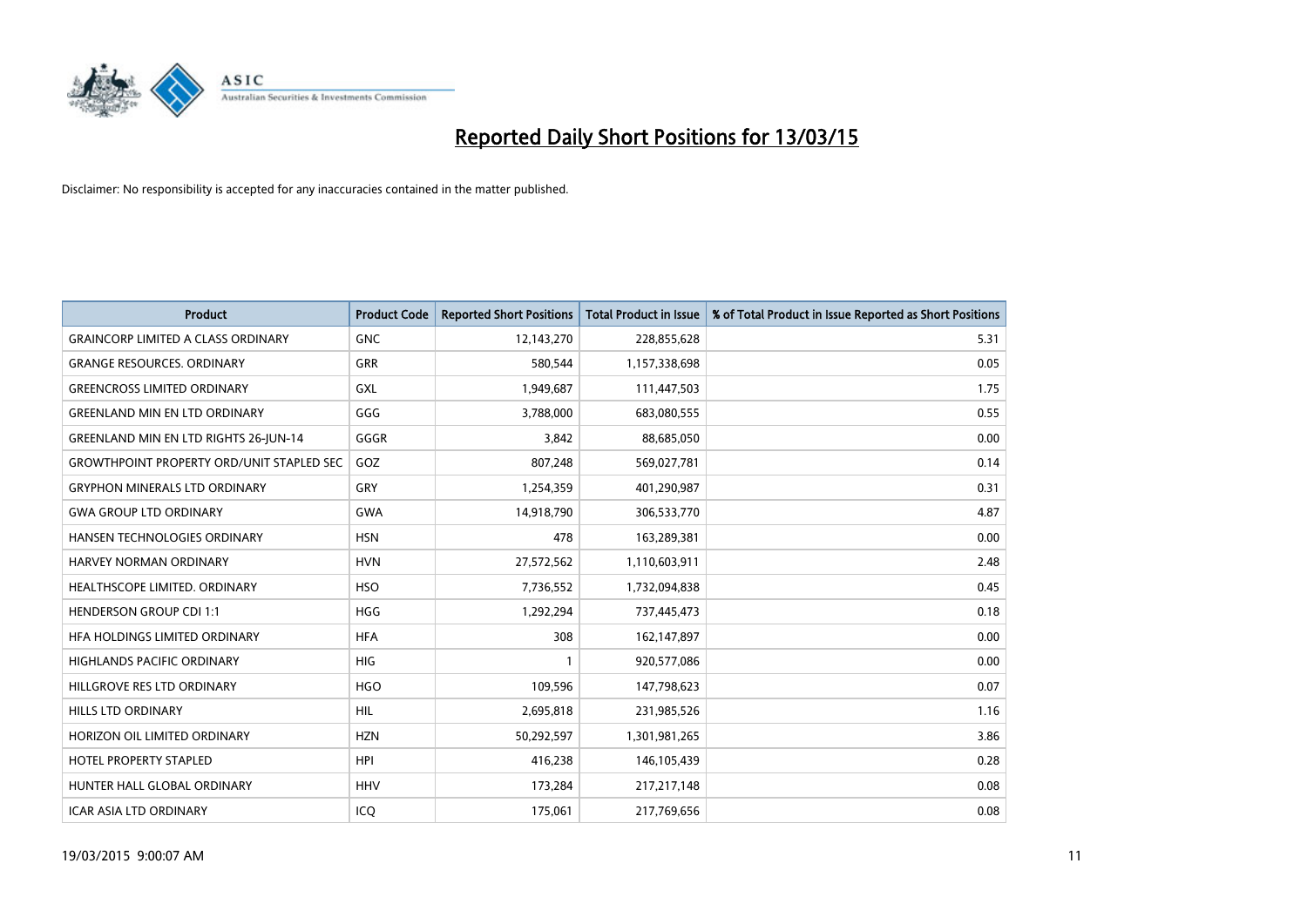# Reported Daily Short Positions for 13/03/15

Disclaimer: No responsibility is accepted for any inaccuracies contained in the matter published.

| Product | Product Code | Reported Short Positions | Total Product in Issue | % of Total Product in Issue Reported as Short Positions |
|---|---|---|---|---|
| GRAINCORP LIMITED A CLASS ORDINARY | GNC | 12,143,270 | 228,855,628 | 5.31 |
| GRANGE RESOURCES. ORDINARY | GRR | 580,544 | 1,157,338,698 | 0.05 |
| GREENCROSS LIMITED ORDINARY | GXL | 1,949,687 | 111,447,503 | 1.75 |
| GREENLAND MIN EN LTD ORDINARY | GGG | 3,788,000 | 683,080,555 | 0.55 |
| GREENLAND MIN EN LTD RIGHTS 26-JUN-14 | GGGR | 3,842 | 88,685,050 | 0.00 |
| GROWTHPOINT PROPERTY ORD/UNIT STAPLED SEC | GOZ | 807,248 | 569,027,781 | 0.14 |
| GRYPHON MINERALS LTD ORDINARY | GRY | 1,254,359 | 401,290,987 | 0.31 |
| GWA GROUP LTD ORDINARY | GWA | 14,918,790 | 306,533,770 | 4.87 |
| HANSEN TECHNOLOGIES ORDINARY | HSN | 478 | 163,289,381 | 0.00 |
| HARVEY NORMAN ORDINARY | HVN | 27,572,562 | 1,110,603,911 | 2.48 |
| HEALTHSCOPE LIMITED. ORDINARY | HSO | 7,736,552 | 1,732,094,838 | 0.45 |
| HENDERSON GROUP CDI 1:1 | HGG | 1,292,294 | 737,445,473 | 0.18 |
| HFA HOLDINGS LIMITED ORDINARY | HFA | 308 | 162,147,897 | 0.00 |
| HIGHLANDS PACIFIC ORDINARY | HIG | 1 | 920,577,086 | 0.00 |
| HILLGROVE RES LTD ORDINARY | HGO | 109,596 | 147,798,623 | 0.07 |
| HILLS LTD ORDINARY | HIL | 2,695,818 | 231,985,526 | 1.16 |
| HORIZON OIL LIMITED ORDINARY | HZN | 50,292,597 | 1,301,981,265 | 3.86 |
| HOTEL PROPERTY STAPLED | HPI | 416,238 | 146,105,439 | 0.28 |
| HUNTER HALL GLOBAL ORDINARY | HHV | 173,284 | 217,217,148 | 0.08 |
| ICAR ASIA LTD ORDINARY | ICQ | 175,061 | 217,769,656 | 0.08 |

19/03/2015 9:00:07 AM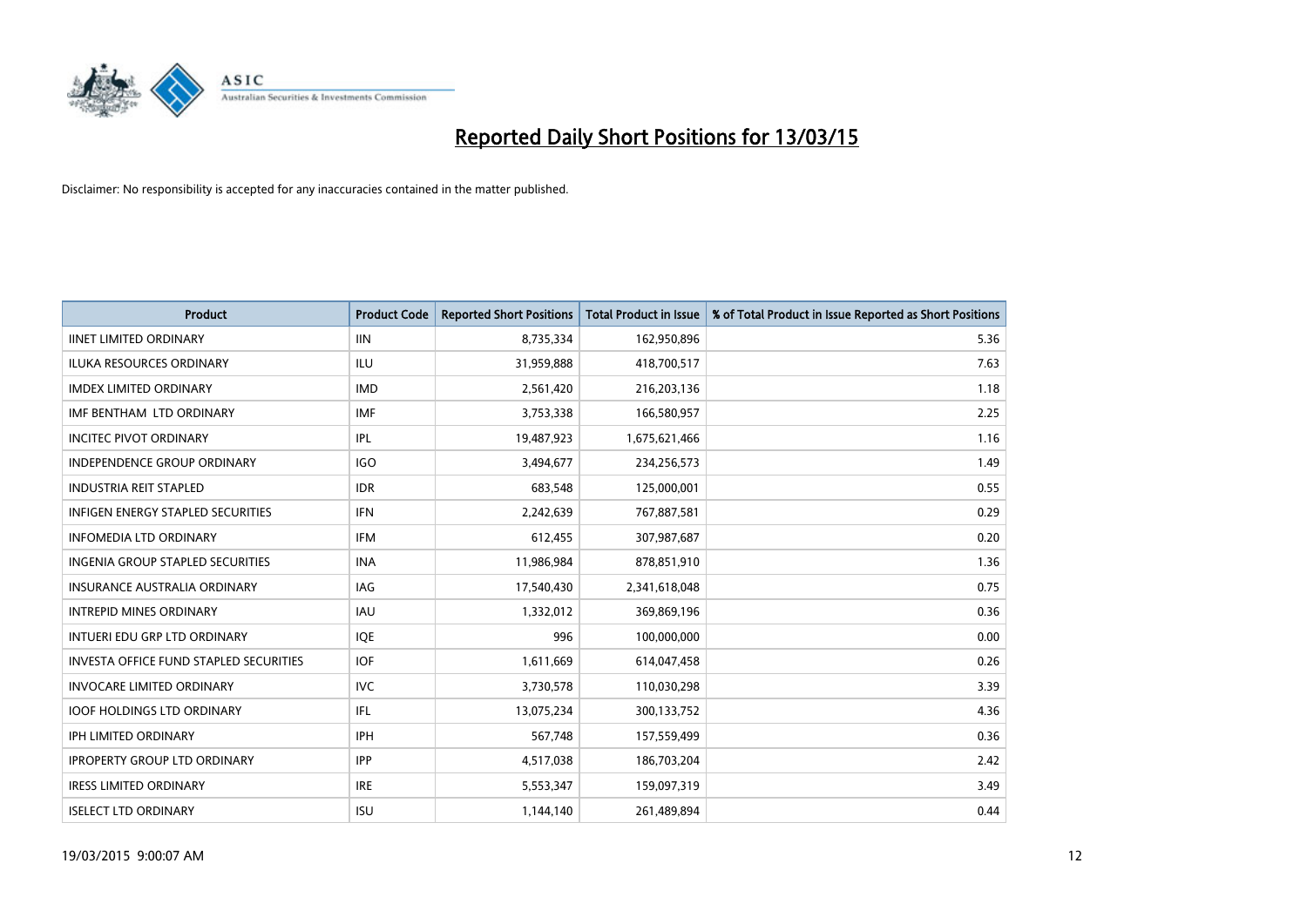# Reported Daily Short Positions for 13/03/15

Disclaimer: No responsibility is accepted for any inaccuracies contained in the matter published.

| Product | Product Code | Reported Short Positions | Total Product in Issue | % of Total Product in Issue Reported as Short Positions |
|---|---|---|---|---|
| IINET LIMITED ORDINARY | IIN | 8,735,334 | 162,950,896 | 5.36 |
| ILUKA RESOURCES ORDINARY | ILU | 31,959,888 | 418,700,517 | 7.63 |
| IMDEX LIMITED ORDINARY | IMD | 2,561,420 | 216,203,136 | 1.18 |
| IMF BENTHAM LTD ORDINARY | IMF | 3,753,338 | 166,580,957 | 2.25 |
| INCITEC PIVOT ORDINARY | IPL | 19,487,923 | 1,675,621,466 | 1.16 |
| INDEPENDENCE GROUP ORDINARY | IGO | 3,494,677 | 234,256,573 | 1.49 |
| INDUSTRIA REIT STAPLED | IDR | 683,548 | 125,000,001 | 0.55 |
| INFIGEN ENERGY STAPLED SECURITIES | IFN | 2,242,639 | 767,887,581 | 0.29 |
| INFOMEDIA LTD ORDINARY | IFM | 612,455 | 307,987,687 | 0.20 |
| INGENIA GROUP STAPLED SECURITIES | INA | 11,986,984 | 878,851,910 | 1.36 |
| INSURANCE AUSTRALIA ORDINARY | IAG | 17,540,430 | 2,341,618,048 | 0.75 |
| INTREPID MINES ORDINARY | IAU | 1,332,012 | 369,869,196 | 0.36 |
| INTUERI EDU GRP LTD ORDINARY | IQE | 996 | 100,000,000 | 0.00 |
| INVESTA OFFICE FUND STAPLED SECURITIES | IOF | 1,611,669 | 614,047,458 | 0.26 |
| INVOCARE LIMITED ORDINARY | IVC | 3,730,578 | 110,030,298 | 3.39 |
| IOOF HOLDINGS LTD ORDINARY | IFL | 13,075,234 | 300,133,752 | 4.36 |
| IPH LIMITED ORDINARY | IPH | 567,748 | 157,559,499 | 0.36 |
| IPROPERTY GROUP LTD ORDINARY | IPP | 4,517,038 | 186,703,204 | 2.42 |
| IRESS LIMITED ORDINARY | IRE | 5,553,347 | 159,097,319 | 3.49 |
| ISELECT LTD ORDINARY | ISU | 1,144,140 | 261,489,894 | 0.44 |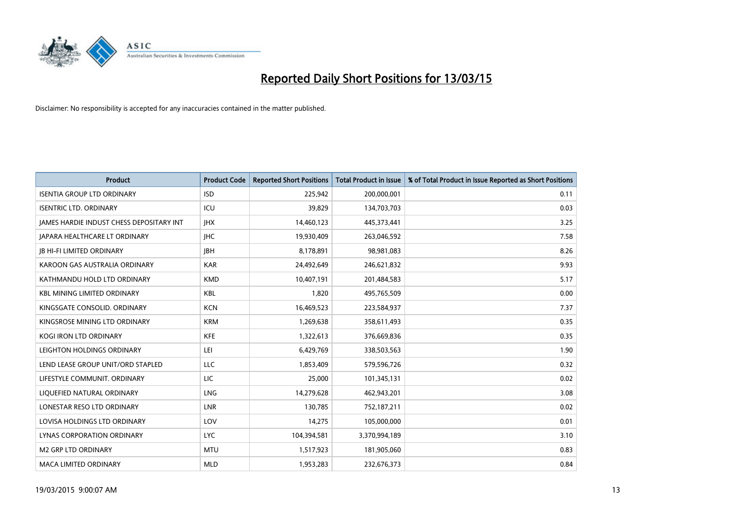# Reported Daily Short Positions for 13/03/15

Disclaimer: No responsibility is accepted for any inaccuracies contained in the matter published.

| Product | Product Code | Reported Short Positions | Total Product in Issue | % of Total Product in Issue Reported as Short Positions |
| --- | --- | --- | --- | --- |
| ISENTIA GROUP LTD ORDINARY | ISD | 225,942 | 200,000,001 | 0.11 |
| ISENTRIC LTD. ORDINARY | ICU | 39,829 | 134,703,703 | 0.03 |
| JAMES HARDIE INDUST CHESS DEPOSITARY INT | JHX | 14,460,123 | 445,373,441 | 3.25 |
| JAPARA HEALTHCARE LT ORDINARY | JHC | 19,930,409 | 263,046,592 | 7.58 |
| JB HI-FI LIMITED ORDINARY | JBH | 8,178,891 | 98,981,083 | 8.26 |
| KAROON GAS AUSTRALIA ORDINARY | KAR | 24,492,649 | 246,621,832 | 9.93 |
| KATHMANDU HOLD LTD ORDINARY | KMD | 10,407,191 | 201,484,583 | 5.17 |
| KBL MINING LIMITED ORDINARY | KBL | 1,820 | 495,765,509 | 0.00 |
| KINGSGATE CONSOLID. ORDINARY | KCN | 16,469,523 | 223,584,937 | 7.37 |
| KINGSROSE MINING LTD ORDINARY | KRM | 1,269,638 | 358,611,493 | 0.35 |
| KOGI IRON LTD ORDINARY | KFE | 1,322,613 | 376,669,836 | 0.35 |
| LEIGHTON HOLDINGS ORDINARY | LEI | 6,429,769 | 338,503,563 | 1.90 |
| LEND LEASE GROUP UNIT/ORD STAPLED | LLC | 1,853,409 | 579,596,726 | 0.32 |
| LIFESTYLE COMMUNIT. ORDINARY | LIC | 25,000 | 101,345,131 | 0.02 |
| LIQUEFIED NATURAL ORDINARY | LNG | 14,279,628 | 462,943,201 | 3.08 |
| LONESTAR RESO LTD ORDINARY | LNR | 130,785 | 752,187,211 | 0.02 |
| LOVISA HOLDINGS LTD ORDINARY | LOV | 14,275 | 105,000,000 | 0.01 |
| LYNAS CORPORATION ORDINARY | LYC | 104,394,581 | 3,370,994,189 | 3.10 |
| M2 GRP LTD ORDINARY | MTU | 1,517,923 | 181,905,060 | 0.83 |
| MACA LIMITED ORDINARY | MLD | 1,953,283 | 232,676,373 | 0.84 |

19/03/2015 9:00:07 AM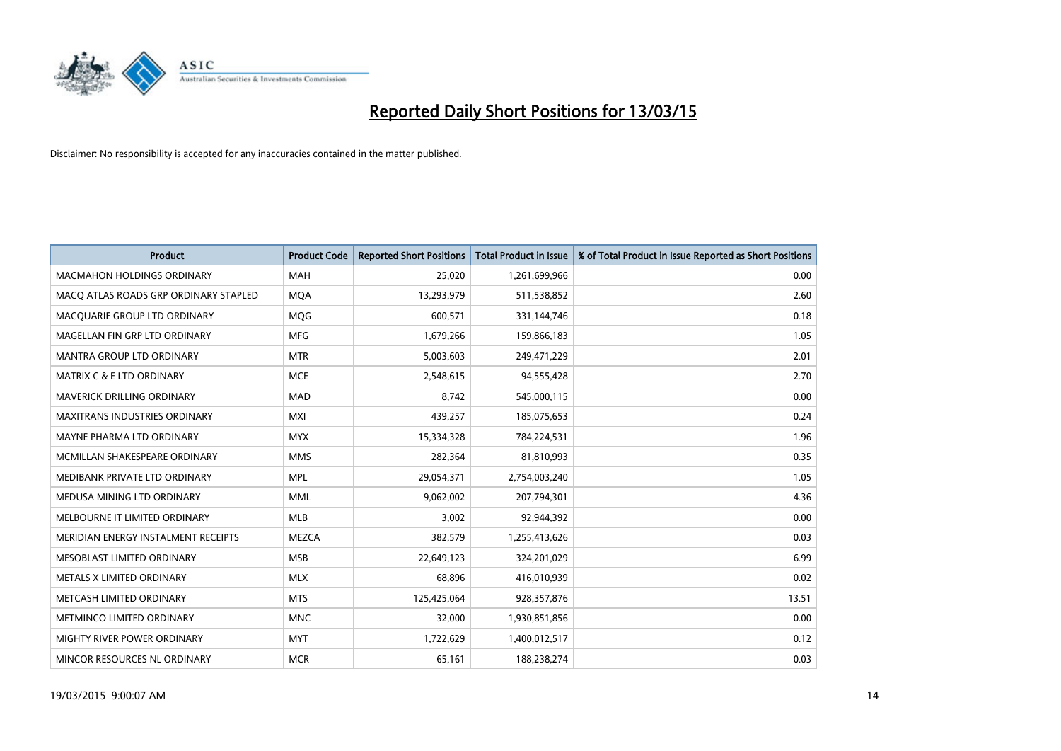# Reported Daily Short Positions for 13/03/15

Disclaimer: No responsibility is accepted for any inaccuracies contained in the matter published.

| Product | Product Code | Reported Short Positions | Total Product in Issue | % of Total Product in Issue Reported as Short Positions |
|---|---|---|---|---|
| MACMAHON HOLDINGS ORDINARY | MAH | 25,020 | 1,261,699,966 | 0.00 |
| MACQ ATLAS ROADS GRP ORDINARY STAPLED | MQA | 13,293,979 | 511,538,852 | 2.60 |
| MACQUARIE GROUP LTD ORDINARY | MQG | 600,571 | 331,144,746 | 0.18 |
| MAGELLAN FIN GRP LTD ORDINARY | MFG | 1,679,266 | 159,866,183 | 1.05 |
| MANTRA GROUP LTD ORDINARY | MTR | 5,003,603 | 249,471,229 | 2.01 |
| MATRIX C & E LTD ORDINARY | MCE | 2,548,615 | 94,555,428 | 2.70 |
| MAVERICK DRILLING ORDINARY | MAD | 8,742 | 545,000,115 | 0.00 |
| MAXITRANS INDUSTRIES ORDINARY | MXI | 439,257 | 185,075,653 | 0.24 |
| MAYNE PHARMA LTD ORDINARY | MYX | 15,334,328 | 784,224,531 | 1.96 |
| MCMILLAN SHAKESPEARE ORDINARY | MMS | 282,364 | 81,810,993 | 0.35 |
| MEDIBANK PRIVATE LTD ORDINARY | MPL | 29,054,371 | 2,754,003,240 | 1.05 |
| MEDUSA MINING LTD ORDINARY | MML | 9,062,002 | 207,794,301 | 4.36 |
| MELBOURNE IT LIMITED ORDINARY | MLB | 3,002 | 92,944,392 | 0.00 |
| MERIDIAN ENERGY INSTALMENT RECEIPTS | MEZCA | 382,579 | 1,255,413,626 | 0.03 |
| MESOBLAST LIMITED ORDINARY | MSB | 22,649,123 | 324,201,029 | 6.99 |
| METALS X LIMITED ORDINARY | MLX | 68,896 | 416,010,939 | 0.02 |
| METCASH LIMITED ORDINARY | MTS | 125,425,064 | 928,357,876 | 13.51 |
| METMINCO LIMITED ORDINARY | MNC | 32,000 | 1,930,851,856 | 0.00 |
| MIGHTY RIVER POWER ORDINARY | MYT | 1,722,629 | 1,400,012,517 | 0.12 |
| MINCOR RESOURCES NL ORDINARY | MCR | 65,161 | 188,238,274 | 0.03 |

19/03/2015 9:00:07 AM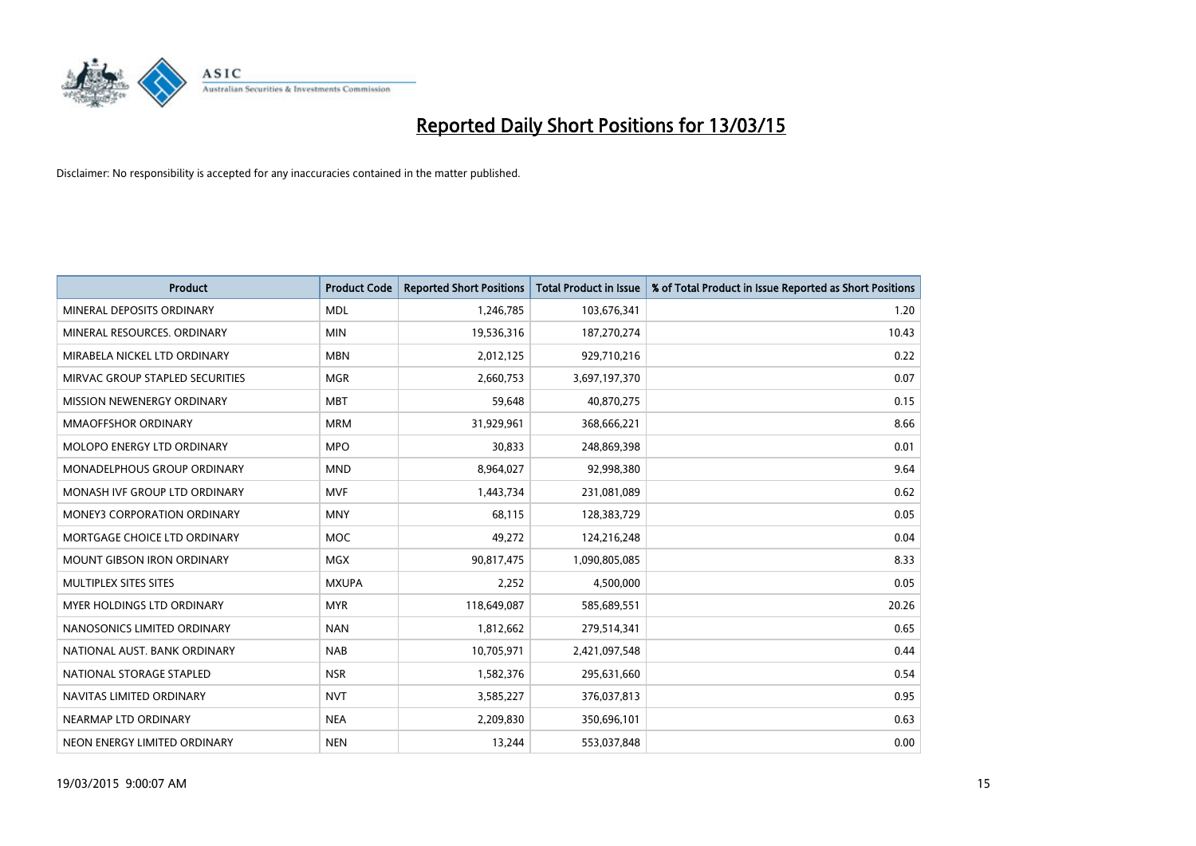# Reported Daily Short Positions for 13/03/15

Disclaimer: No responsibility is accepted for any inaccuracies contained in the matter published.

| Product | Product Code | Reported Short Positions | Total Product in Issue | % of Total Product in Issue Reported as Short Positions |
|---|---|---|---|---|
| MINERAL DEPOSITS ORDINARY | MDL | 1,246,785 | 103,676,341 | 1.20 |
| MINERAL RESOURCES. ORDINARY | MIN | 19,536,316 | 187,270,274 | 10.43 |
| MIRABELA NICKEL LTD ORDINARY | MBN | 2,012,125 | 929,710,216 | 0.22 |
| MIRVAC GROUP STAPLED SECURITIES | MGR | 2,660,753 | 3,697,197,370 | 0.07 |
| MISSION NEWENERGY ORDINARY | MBT | 59,648 | 40,870,275 | 0.15 |
| MMAOFFSHOR ORDINARY | MRM | 31,929,961 | 368,666,221 | 8.66 |
| MOLOPO ENERGY LTD ORDINARY | MPO | 30,833 | 248,869,398 | 0.01 |
| MONADELPHOUS GROUP ORDINARY | MND | 8,964,027 | 92,998,380 | 9.64 |
| MONASH IVF GROUP LTD ORDINARY | MVF | 1,443,734 | 231,081,089 | 0.62 |
| MONEY3 CORPORATION ORDINARY | MNY | 68,115 | 128,383,729 | 0.05 |
| MORTGAGE CHOICE LTD ORDINARY | MOC | 49,272 | 124,216,248 | 0.04 |
| MOUNT GIBSON IRON ORDINARY | MGX | 90,817,475 | 1,090,805,085 | 8.33 |
| MULTIPLEX SITES SITES | MXUPA | 2,252 | 4,500,000 | 0.05 |
| MYER HOLDINGS LTD ORDINARY | MYR | 118,649,087 | 585,689,551 | 20.26 |
| NANOSONICS LIMITED ORDINARY | NAN | 1,812,662 | 279,514,341 | 0.65 |
| NATIONAL AUST. BANK ORDINARY | NAB | 10,705,971 | 2,421,097,548 | 0.44 |
| NATIONAL STORAGE STAPLED | NSR | 1,582,376 | 295,631,660 | 0.54 |
| NAVITAS LIMITED ORDINARY | NVT | 3,585,227 | 376,037,813 | 0.95 |
| NEARMAP LTD ORDINARY | NEA | 2,209,830 | 350,696,101 | 0.63 |
| NEON ENERGY LIMITED ORDINARY | NEN | 13,244 | 553,037,848 | 0.00 |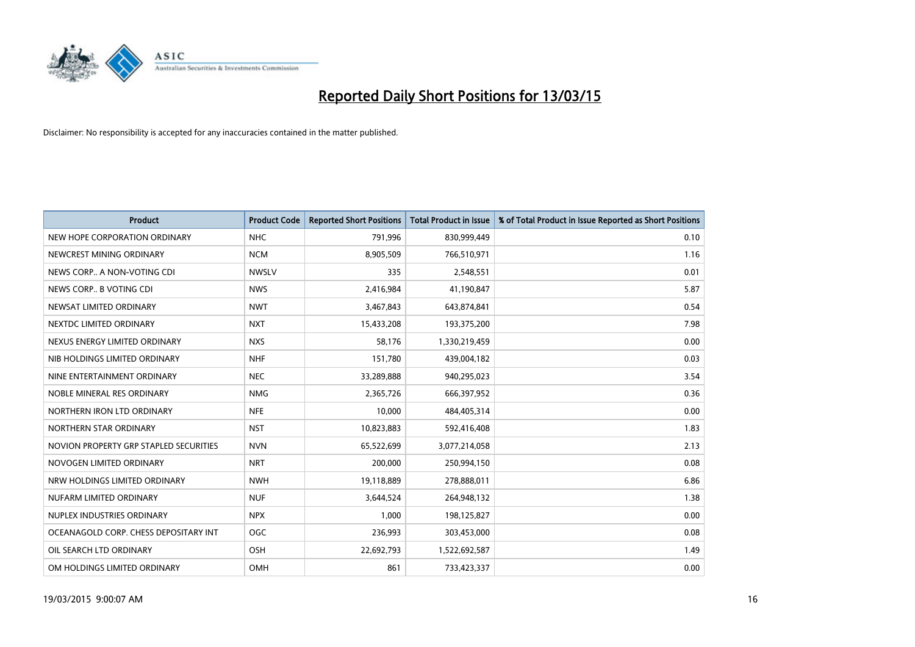# Reported Daily Short Positions for 13/03/15

Disclaimer: No responsibility is accepted for any inaccuracies contained in the matter published.

| Product | Product Code | Reported Short Positions | Total Product in Issue | % of Total Product in Issue Reported as Short Positions |
|---|---|---|---|---|
| NEW HOPE CORPORATION ORDINARY | NHC | 791,996 | 830,999,449 | 0.10 |
| NEWCREST MINING ORDINARY | NCM | 8,905,509 | 766,510,971 | 1.16 |
| NEWS CORP.. A NON-VOTING CDI | NWSLV | 335 | 2,548,551 | 0.01 |
| NEWS CORP.. B VOTING CDI | NWS | 2,416,984 | 41,190,847 | 5.87 |
| NEWSAT LIMITED ORDINARY | NWT | 3,467,843 | 643,874,841 | 0.54 |
| NEXTDC LIMITED ORDINARY | NXT | 15,433,208 | 193,375,200 | 7.98 |
| NEXUS ENERGY LIMITED ORDINARY | NXS | 58,176 | 1,330,219,459 | 0.00 |
| NIB HOLDINGS LIMITED ORDINARY | NHF | 151,780 | 439,004,182 | 0.03 |
| NINE ENTERTAINMENT ORDINARY | NEC | 33,289,888 | 940,295,023 | 3.54 |
| NOBLE MINERAL RES ORDINARY | NMG | 2,365,726 | 666,397,952 | 0.36 |
| NORTHERN IRON LTD ORDINARY | NFE | 10,000 | 484,405,314 | 0.00 |
| NORTHERN STAR ORDINARY | NST | 10,823,883 | 592,416,408 | 1.83 |
| NOVION PROPERTY GRP STAPLED SECURITIES | NVN | 65,522,699 | 3,077,214,058 | 2.13 |
| NOVOGEN LIMITED ORDINARY | NRT | 200,000 | 250,994,150 | 0.08 |
| NRW HOLDINGS LIMITED ORDINARY | NWH | 19,118,889 | 278,888,011 | 6.86 |
| NUFARM LIMITED ORDINARY | NUF | 3,644,524 | 264,948,132 | 1.38 |
| NUPLEX INDUSTRIES ORDINARY | NPX | 1,000 | 198,125,827 | 0.00 |
| OCEANAGOLD CORP. CHESS DEPOSITARY INT | OGC | 236,993 | 303,453,000 | 0.08 |
| OIL SEARCH LTD ORDINARY | OSH | 22,692,793 | 1,522,692,587 | 1.49 |
| OM HOLDINGS LIMITED ORDINARY | OMH | 861 | 733,423,337 | 0.00 |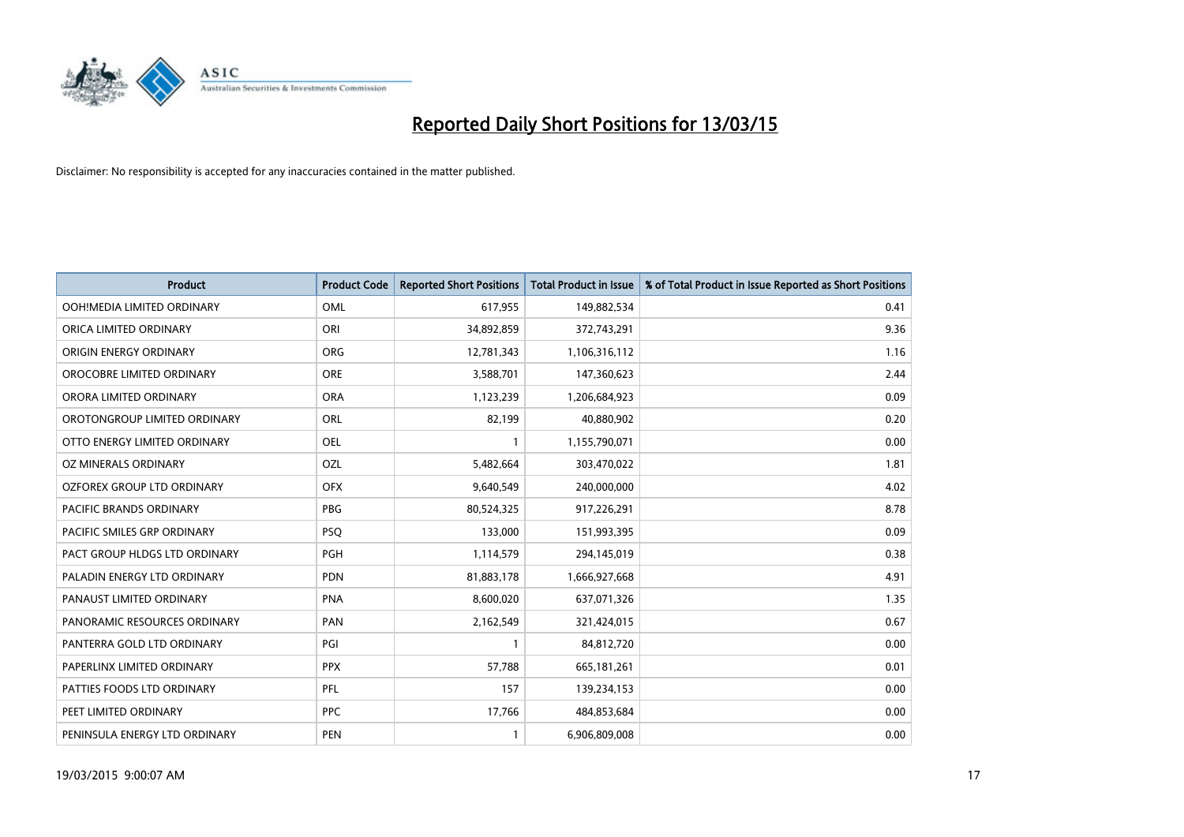# Reported Daily Short Positions for 13/03/15

Disclaimer: No responsibility is accepted for any inaccuracies contained in the matter published.

| Product | Product Code | Reported Short Positions | Total Product in Issue | % of Total Product in Issue Reported as Short Positions |
|---|---|---|---|---|
| OOH!MEDIA LIMITED ORDINARY | OML | 617,955 | 149,882,534 | 0.41 |
| ORICA LIMITED ORDINARY | ORI | 34,892,859 | 372,743,291 | 9.36 |
| ORIGIN ENERGY ORDINARY | ORG | 12,781,343 | 1,106,316,112 | 1.16 |
| OROCOBRE LIMITED ORDINARY | ORE | 3,588,701 | 147,360,623 | 2.44 |
| ORORA LIMITED ORDINARY | ORA | 1,123,239 | 1,206,684,923 | 0.09 |
| OROTONGROUP LIMITED ORDINARY | ORL | 82,199 | 40,880,902 | 0.20 |
| OTTO ENERGY LIMITED ORDINARY | OEL | 1 | 1,155,790,071 | 0.00 |
| OZ MINERALS ORDINARY | OZL | 5,482,664 | 303,470,022 | 1.81 |
| OZFOREX GROUP LTD ORDINARY | OFX | 9,640,549 | 240,000,000 | 4.02 |
| PACIFIC BRANDS ORDINARY | PBG | 80,524,325 | 917,226,291 | 8.78 |
| PACIFIC SMILES GRP ORDINARY | PSQ | 133,000 | 151,993,395 | 0.09 |
| PACT GROUP HLDGS LTD ORDINARY | PGH | 1,114,579 | 294,145,019 | 0.38 |
| PALADIN ENERGY LTD ORDINARY | PDN | 81,883,178 | 1,666,927,668 | 4.91 |
| PANAUST LIMITED ORDINARY | PNA | 8,600,020 | 637,071,326 | 1.35 |
| PANORAMIC RESOURCES ORDINARY | PAN | 2,162,549 | 321,424,015 | 0.67 |
| PANTERRA GOLD LTD ORDINARY | PGI | 1 | 84,812,720 | 0.00 |
| PAPERLINX LIMITED ORDINARY | PPX | 57,788 | 665,181,261 | 0.01 |
| PATTIES FOODS LTD ORDINARY | PFL | 157 | 139,234,153 | 0.00 |
| PEET LIMITED ORDINARY | PPC | 17,766 | 484,853,684 | 0.00 |
| PENINSULA ENERGY LTD ORDINARY | PEN | 1 | 6,906,809,008 | 0.00 |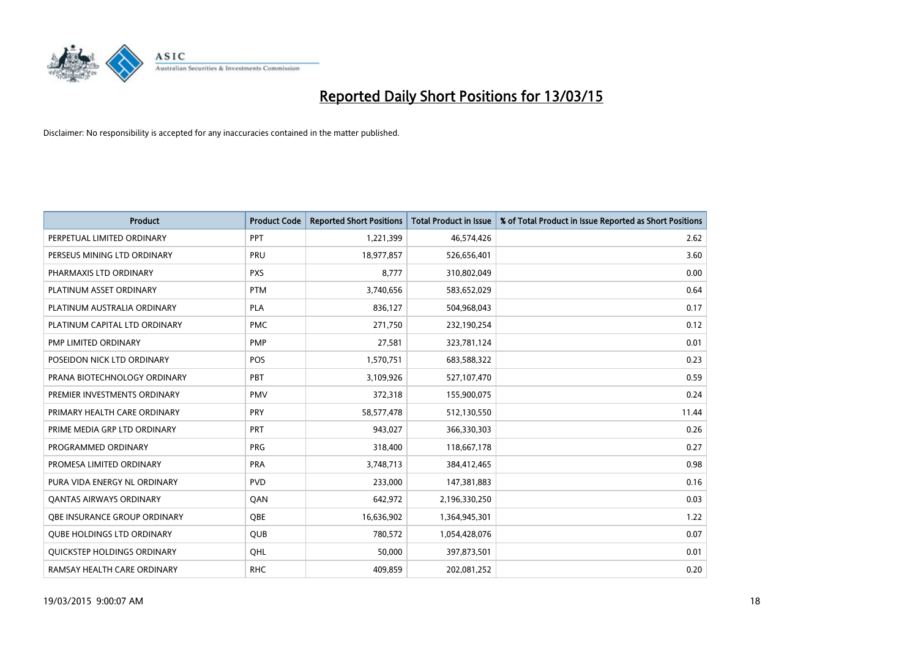# Reported Daily Short Positions for 13/03/15

Disclaimer: No responsibility is accepted for any inaccuracies contained in the matter published.

| Product | Product Code | Reported Short Positions | Total Product in Issue | % of Total Product in Issue Reported as Short Positions |
|---|---|---|---|---|
| PERPETUAL LIMITED ORDINARY | PPT | 1,221,399 | 46,574,426 | 2.62 |
| PERSEUS MINING LTD ORDINARY | PRU | 18,977,857 | 526,656,401 | 3.60 |
| PHARMAXIS LTD ORDINARY | PXS | 8,777 | 310,802,049 | 0.00 |
| PLATINUM ASSET ORDINARY | PTM | 3,740,656 | 583,652,029 | 0.64 |
| PLATINUM AUSTRALIA ORDINARY | PLA | 836,127 | 504,968,043 | 0.17 |
| PLATINUM CAPITAL LTD ORDINARY | PMC | 271,750 | 232,190,254 | 0.12 |
| PMP LIMITED ORDINARY | PMP | 27,581 | 323,781,124 | 0.01 |
| POSEIDON NICK LTD ORDINARY | POS | 1,570,751 | 683,588,322 | 0.23 |
| PRANA BIOTECHNOLOGY ORDINARY | PBT | 3,109,926 | 527,107,470 | 0.59 |
| PREMIER INVESTMENTS ORDINARY | PMV | 372,318 | 155,900,075 | 0.24 |
| PRIMARY HEALTH CARE ORDINARY | PRY | 58,577,478 | 512,130,550 | 11.44 |
| PRIME MEDIA GRP LTD ORDINARY | PRT | 943,027 | 366,330,303 | 0.26 |
| PROGRAMMED ORDINARY | PRG | 318,400 | 118,667,178 | 0.27 |
| PROMESA LIMITED ORDINARY | PRA | 3,748,713 | 384,412,465 | 0.98 |
| PURA VIDA ENERGY NL ORDINARY | PVD | 233,000 | 147,381,883 | 0.16 |
| QANTAS AIRWAYS ORDINARY | QAN | 642,972 | 2,196,330,250 | 0.03 |
| QBE INSURANCE GROUP ORDINARY | QBE | 16,636,902 | 1,364,945,301 | 1.22 |
| QUBE HOLDINGS LTD ORDINARY | QUB | 780,572 | 1,054,428,076 | 0.07 |
| QUICKSTEP HOLDINGS ORDINARY | QHL | 50,000 | 397,873,501 | 0.01 |
| RAMSAY HEALTH CARE ORDINARY | RHC | 409,859 | 202,081,252 | 0.20 |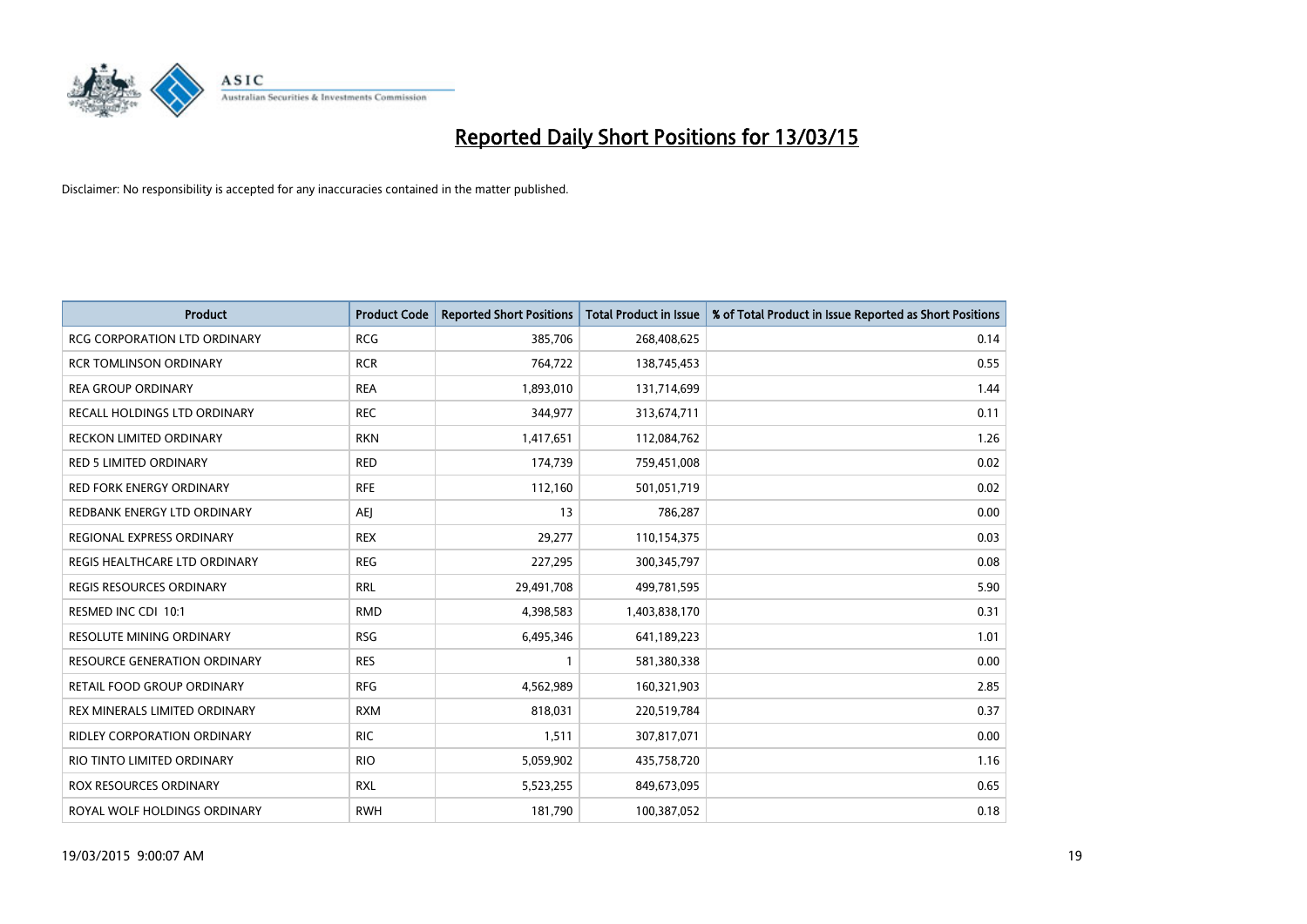# Reported Daily Short Positions for 13/03/15

Disclaimer: No responsibility is accepted for any inaccuracies contained in the matter published.

| Product | Product Code | Reported Short Positions | Total Product in Issue | % of Total Product in Issue Reported as Short Positions |
|---|---|---|---|---|
| RCG CORPORATION LTD ORDINARY | RCG | 385,706 | 268,408,625 | 0.14 |
| RCR TOMLINSON ORDINARY | RCR | 764,722 | 138,745,453 | 0.55 |
| REA GROUP ORDINARY | REA | 1,893,010 | 131,714,699 | 1.44 |
| RECALL HOLDINGS LTD ORDINARY | REC | 344,977 | 313,674,711 | 0.11 |
| RECKON LIMITED ORDINARY | RKN | 1,417,651 | 112,084,762 | 1.26 |
| RED 5 LIMITED ORDINARY | RED | 174,739 | 759,451,008 | 0.02 |
| RED FORK ENERGY ORDINARY | RFE | 112,160 | 501,051,719 | 0.02 |
| REDBANK ENERGY LTD ORDINARY | AEJ | 13 | 786,287 | 0.00 |
| REGIONAL EXPRESS ORDINARY | REX | 29,277 | 110,154,375 | 0.03 |
| REGIS HEALTHCARE LTD ORDINARY | REG | 227,295 | 300,345,797 | 0.08 |
| REGIS RESOURCES ORDINARY | RRL | 29,491,708 | 499,781,595 | 5.90 |
| RESMED INC CDI 10:1 | RMD | 4,398,583 | 1,403,838,170 | 0.31 |
| RESOLUTE MINING ORDINARY | RSG | 6,495,346 | 641,189,223 | 1.01 |
| RESOURCE GENERATION ORDINARY | RES | 1 | 581,380,338 | 0.00 |
| RETAIL FOOD GROUP ORDINARY | RFG | 4,562,989 | 160,321,903 | 2.85 |
| REX MINERALS LIMITED ORDINARY | RXM | 818,031 | 220,519,784 | 0.37 |
| RIDLEY CORPORATION ORDINARY | RIC | 1,511 | 307,817,071 | 0.00 |
| RIO TINTO LIMITED ORDINARY | RIO | 5,059,902 | 435,758,720 | 1.16 |
| ROX RESOURCES ORDINARY | RXL | 5,523,255 | 849,673,095 | 0.65 |
| ROYAL WOLF HOLDINGS ORDINARY | RWH | 181,790 | 100,387,052 | 0.18 |

19/03/2015 9:00:07 AM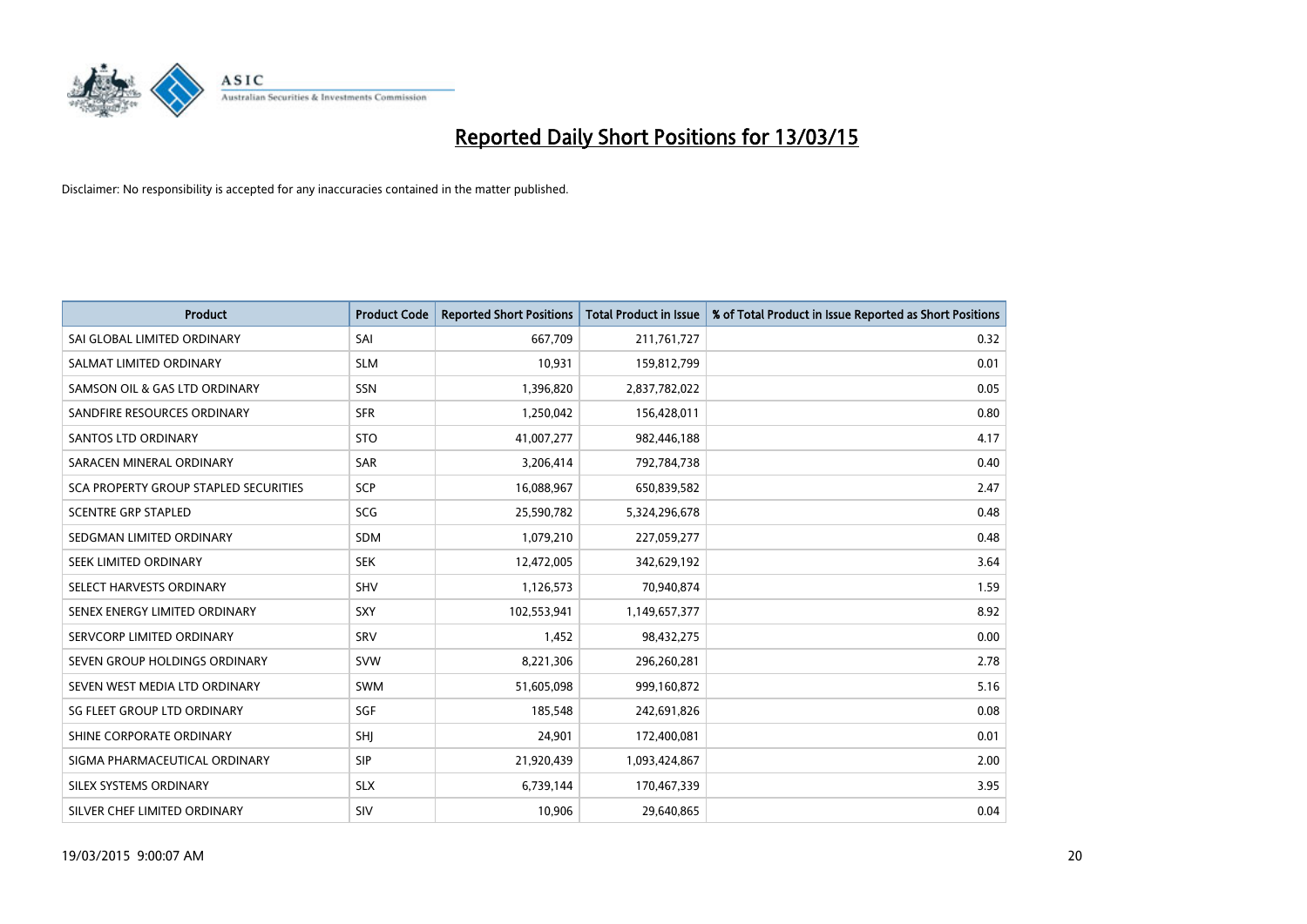# Reported Daily Short Positions for 13/03/15

Disclaimer: No responsibility is accepted for any inaccuracies contained in the matter published.

| Product | Product Code | Reported Short Positions | Total Product in Issue | % of Total Product in Issue Reported as Short Positions |
|---|---|---|---|---|
| SAI GLOBAL LIMITED ORDINARY | SAI | 667,709 | 211,761,727 | 0.32 |
| SALMAT LIMITED ORDINARY | SLM | 10,931 | 159,812,799 | 0.01 |
| SAMSON OIL & GAS LTD ORDINARY | SSN | 1,396,820 | 2,837,782,022 | 0.05 |
| SANDFIRE RESOURCES ORDINARY | SFR | 1,250,042 | 156,428,011 | 0.80 |
| SANTOS LTD ORDINARY | STO | 41,007,277 | 982,446,188 | 4.17 |
| SARACEN MINERAL ORDINARY | SAR | 3,206,414 | 792,784,738 | 0.40 |
| SCA PROPERTY GROUP STAPLED SECURITIES | SCP | 16,088,967 | 650,839,582 | 2.47 |
| SCENTRE GRP STAPLED | SCG | 25,590,782 | 5,324,296,678 | 0.48 |
| SEDGMAN LIMITED ORDINARY | SDM | 1,079,210 | 227,059,277 | 0.48 |
| SEEK LIMITED ORDINARY | SEK | 12,472,005 | 342,629,192 | 3.64 |
| SELECT HARVESTS ORDINARY | SHV | 1,126,573 | 70,940,874 | 1.59 |
| SENEX ENERGY LIMITED ORDINARY | SXY | 102,553,941 | 1,149,657,377 | 8.92 |
| SERVCORP LIMITED ORDINARY | SRV | 1,452 | 98,432,275 | 0.00 |
| SEVEN GROUP HOLDINGS ORDINARY | SVW | 8,221,306 | 296,260,281 | 2.78 |
| SEVEN WEST MEDIA LTD ORDINARY | SWM | 51,605,098 | 999,160,872 | 5.16 |
| SG FLEET GROUP LTD ORDINARY | SGF | 185,548 | 242,691,826 | 0.08 |
| SHINE CORPORATE ORDINARY | SHJ | 24,901 | 172,400,081 | 0.01 |
| SIGMA PHARMACEUTICAL ORDINARY | SIP | 21,920,439 | 1,093,424,867 | 2.00 |
| SILEX SYSTEMS ORDINARY | SLX | 6,739,144 | 170,467,339 | 3.95 |
| SILVER CHEF LIMITED ORDINARY | SIV | 10,906 | 29,640,865 | 0.04 |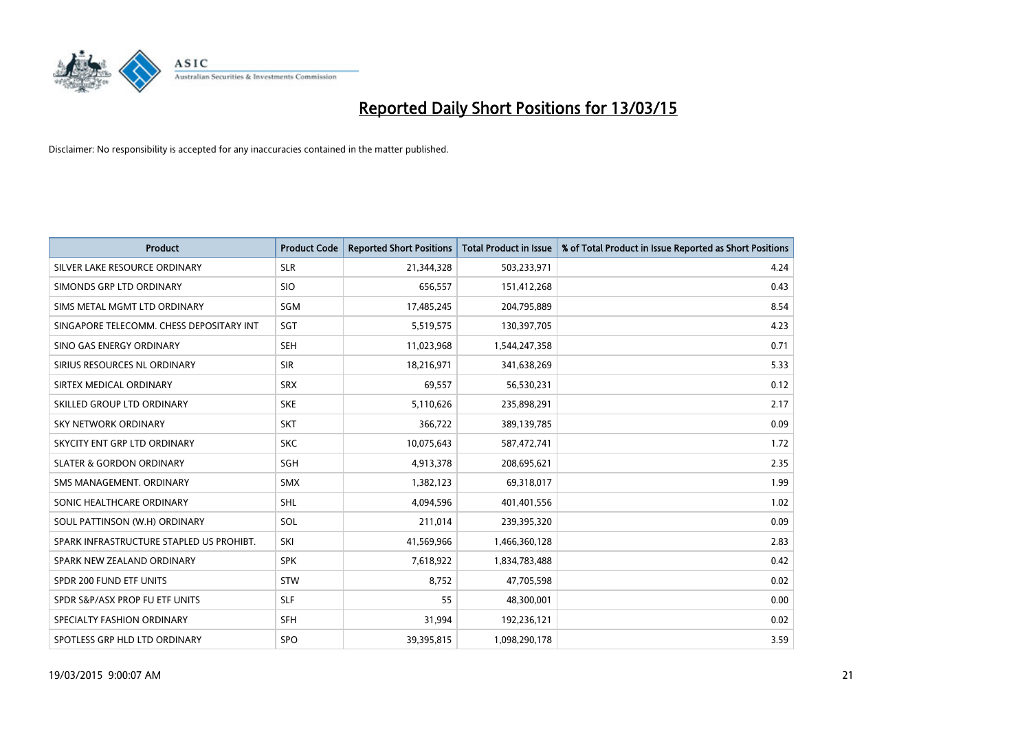# Reported Daily Short Positions for 13/03/15

Disclaimer: No responsibility is accepted for any inaccuracies contained in the matter published.

| Product | Product Code | Reported Short Positions | Total Product in Issue | % of Total Product in Issue Reported as Short Positions |
|---|---|---|---|---|
| SILVER LAKE RESOURCE ORDINARY | SLR | 21,344,328 | 503,233,971 | 4.24 |
| SIMONDS GRP LTD ORDINARY | SIO | 656,557 | 151,412,268 | 0.43 |
| SIMS METAL MGMT LTD ORDINARY | SGM | 17,485,245 | 204,795,889 | 8.54 |
| SINGAPORE TELECOMM. CHESS DEPOSITARY INT | SGT | 5,519,575 | 130,397,705 | 4.23 |
| SINO GAS ENERGY ORDINARY | SEH | 11,023,968 | 1,544,247,358 | 0.71 |
| SIRIUS RESOURCES NL ORDINARY | SIR | 18,216,971 | 341,638,269 | 5.33 |
| SIRTEX MEDICAL ORDINARY | SRX | 69,557 | 56,530,231 | 0.12 |
| SKILLED GROUP LTD ORDINARY | SKE | 5,110,626 | 235,898,291 | 2.17 |
| SKY NETWORK ORDINARY | SKT | 366,722 | 389,139,785 | 0.09 |
| SKYCITY ENT GRP LTD ORDINARY | SKC | 10,075,643 | 587,472,741 | 1.72 |
| SLATER & GORDON ORDINARY | SGH | 4,913,378 | 208,695,621 | 2.35 |
| SMS MANAGEMENT. ORDINARY | SMX | 1,382,123 | 69,318,017 | 1.99 |
| SONIC HEALTHCARE ORDINARY | SHL | 4,094,596 | 401,401,556 | 1.02 |
| SOUL PATTINSON (W.H) ORDINARY | SOL | 211,014 | 239,395,320 | 0.09 |
| SPARK INFRASTRUCTURE STAPLED US PROHIBT. | SKI | 41,569,966 | 1,466,360,128 | 2.83 |
| SPARK NEW ZEALAND ORDINARY | SPK | 7,618,922 | 1,834,783,488 | 0.42 |
| SPDR 200 FUND ETF UNITS | STW | 8,752 | 47,705,598 | 0.02 |
| SPDR S&P/ASX PROP FU ETF UNITS | SLF | 55 | 48,300,001 | 0.00 |
| SPECIALTY FASHION ORDINARY | SFH | 31,994 | 192,236,121 | 0.02 |
| SPOTLESS GRP HLD LTD ORDINARY | SPO | 39,395,815 | 1,098,290,178 | 3.59 |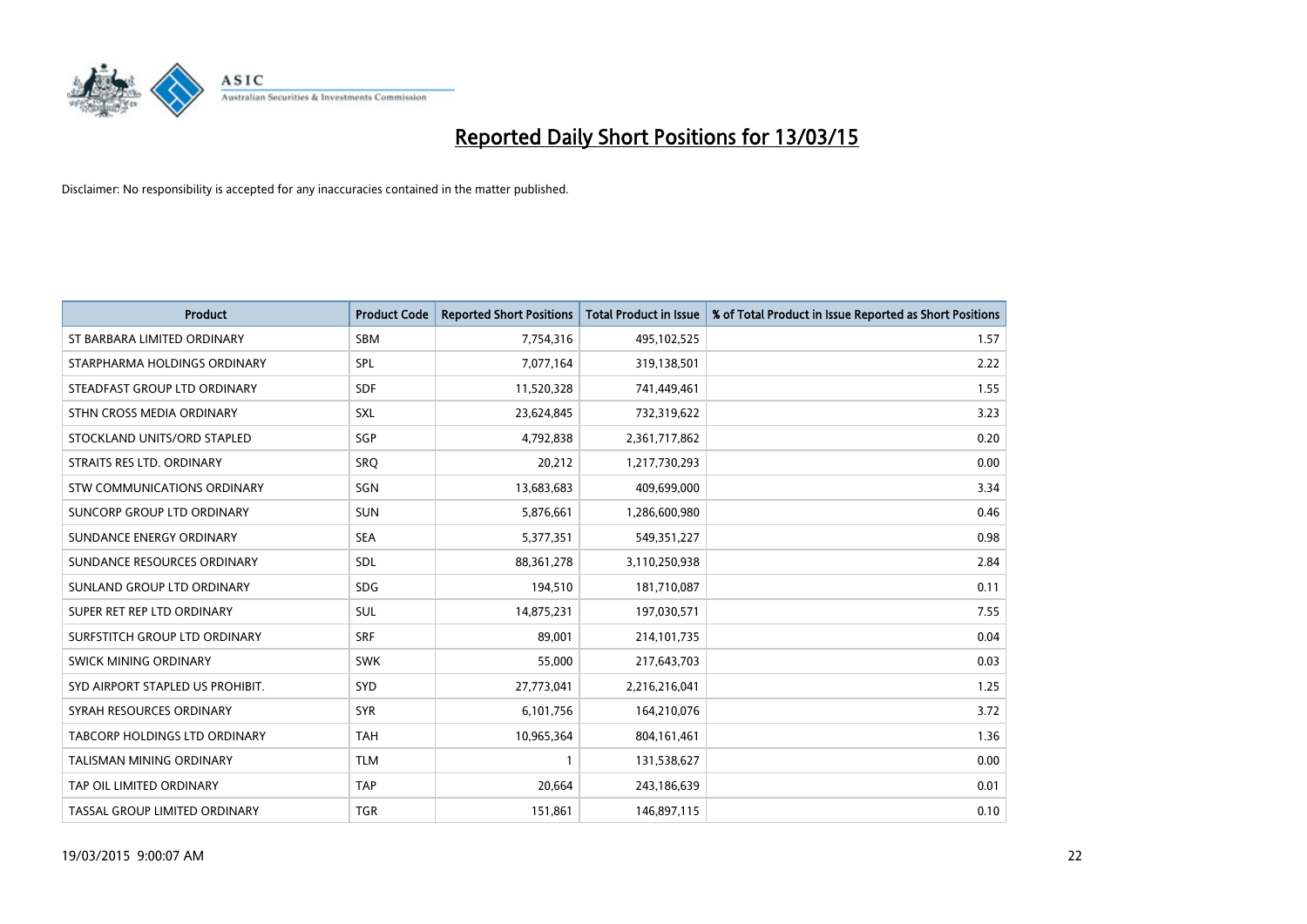# Reported Daily Short Positions for 13/03/15

Disclaimer: No responsibility is accepted for any inaccuracies contained in the matter published.

| Product | Product Code | Reported Short Positions | Total Product in Issue | % of Total Product in Issue Reported as Short Positions |
|---|---|---|---|---|
| ST BARBARA LIMITED ORDINARY | SBM | 7,754,316 | 495,102,525 | 1.57 |
| STARPHARMA HOLDINGS ORDINARY | SPL | 7,077,164 | 319,138,501 | 2.22 |
| STEADFAST GROUP LTD ORDINARY | SDF | 11,520,328 | 741,449,461 | 1.55 |
| STHN CROSS MEDIA ORDINARY | SXL | 23,624,845 | 732,319,622 | 3.23 |
| STOCKLAND UNITS/ORD STAPLED | SGP | 4,792,838 | 2,361,717,862 | 0.20 |
| STRAITS RES LTD. ORDINARY | SRQ | 20,212 | 1,217,730,293 | 0.00 |
| STW COMMUNICATIONS ORDINARY | SGN | 13,683,683 | 409,699,000 | 3.34 |
| SUNCORP GROUP LTD ORDINARY | SUN | 5,876,661 | 1,286,600,980 | 0.46 |
| SUNDANCE ENERGY ORDINARY | SEA | 5,377,351 | 549,351,227 | 0.98 |
| SUNDANCE RESOURCES ORDINARY | SDL | 88,361,278 | 3,110,250,938 | 2.84 |
| SUNLAND GROUP LTD ORDINARY | SDG | 194,510 | 181,710,087 | 0.11 |
| SUPER RET REP LTD ORDINARY | SUL | 14,875,231 | 197,030,571 | 7.55 |
| SURFSTITCH GROUP LTD ORDINARY | SRF | 89,001 | 214,101,735 | 0.04 |
| SWICK MINING ORDINARY | SWK | 55,000 | 217,643,703 | 0.03 |
| SYD AIRPORT STAPLED US PROHIBIT. | SYD | 27,773,041 | 2,216,216,041 | 1.25 |
| SYRAH RESOURCES ORDINARY | SYR | 6,101,756 | 164,210,076 | 3.72 |
| TABCORP HOLDINGS LTD ORDINARY | TAH | 10,965,364 | 804,161,461 | 1.36 |
| TALISMAN MINING ORDINARY | TLM | 1 | 131,538,627 | 0.00 |
| TAP OIL LIMITED ORDINARY | TAP | 20,664 | 243,186,639 | 0.01 |
| TASSAL GROUP LIMITED ORDINARY | TGR | 151,861 | 146,897,115 | 0.10 |

19/03/2015 9:00:07 AM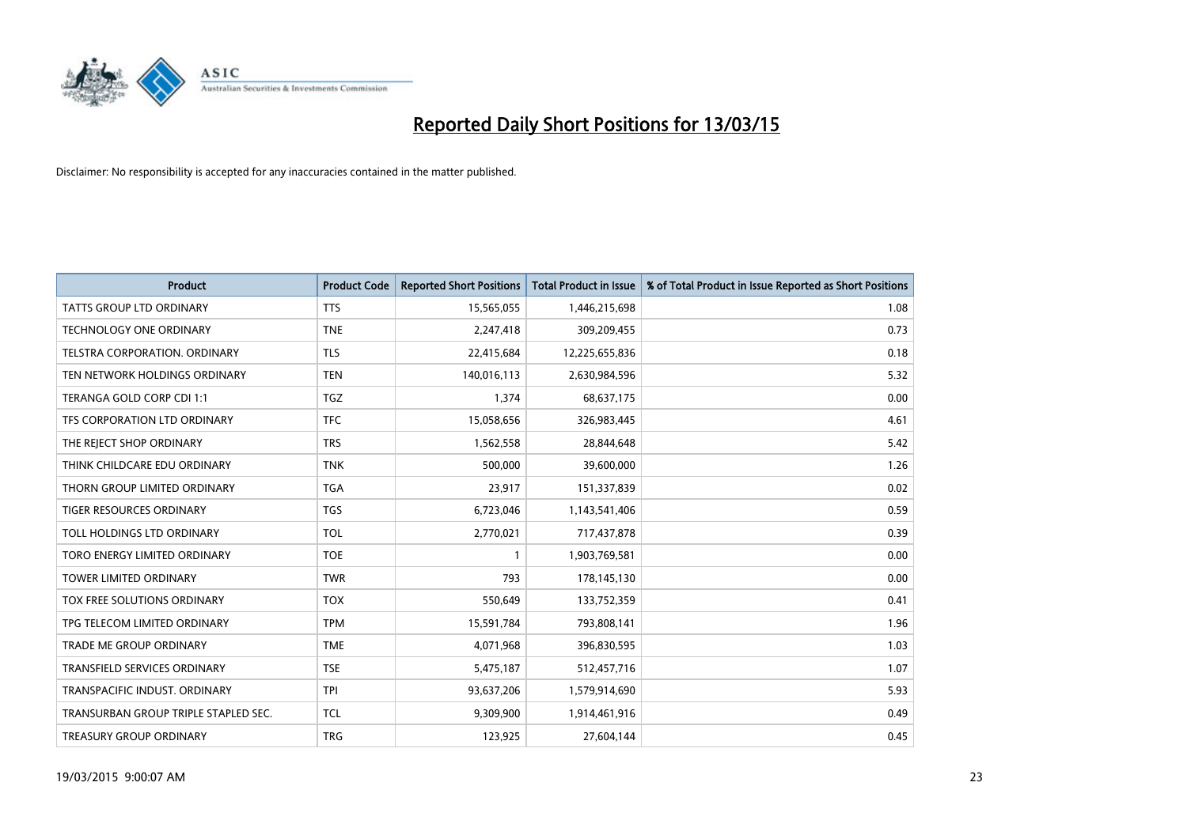# Reported Daily Short Positions for 13/03/15

Disclaimer: No responsibility is accepted for any inaccuracies contained in the matter published.

| Product | Product Code | Reported Short Positions | Total Product in Issue | % of Total Product in Issue Reported as Short Positions |
|---|---|---|---|---|
| TATTS GROUP LTD ORDINARY | TTS | 15,565,055 | 1,446,215,698 | 1.08 |
| TECHNOLOGY ONE ORDINARY | TNE | 2,247,418 | 309,209,455 | 0.73 |
| TELSTRA CORPORATION. ORDINARY | TLS | 22,415,684 | 12,225,655,836 | 0.18 |
| TEN NETWORK HOLDINGS ORDINARY | TEN | 140,016,113 | 2,630,984,596 | 5.32 |
| TERANGA GOLD CORP CDI 1:1 | TGZ | 1,374 | 68,637,175 | 0.00 |
| TFS CORPORATION LTD ORDINARY | TFC | 15,058,656 | 326,983,445 | 4.61 |
| THE REJECT SHOP ORDINARY | TRS | 1,562,558 | 28,844,648 | 5.42 |
| THINK CHILDCARE EDU ORDINARY | TNK | 500,000 | 39,600,000 | 1.26 |
| THORN GROUP LIMITED ORDINARY | TGA | 23,917 | 151,337,839 | 0.02 |
| TIGER RESOURCES ORDINARY | TGS | 6,723,046 | 1,143,541,406 | 0.59 |
| TOLL HOLDINGS LTD ORDINARY | TOL | 2,770,021 | 717,437,878 | 0.39 |
| TORO ENERGY LIMITED ORDINARY | TOE | 1 | 1,903,769,581 | 0.00 |
| TOWER LIMITED ORDINARY | TWR | 793 | 178,145,130 | 0.00 |
| TOX FREE SOLUTIONS ORDINARY | TOX | 550,649 | 133,752,359 | 0.41 |
| TPG TELECOM LIMITED ORDINARY | TPM | 15,591,784 | 793,808,141 | 1.96 |
| TRADE ME GROUP ORDINARY | TME | 4,071,968 | 396,830,595 | 1.03 |
| TRANSFIELD SERVICES ORDINARY | TSE | 5,475,187 | 512,457,716 | 1.07 |
| TRANSPACIFIC INDUST. ORDINARY | TPI | 93,637,206 | 1,579,914,690 | 5.93 |
| TRANSURBAN GROUP TRIPLE STAPLED SEC. | TCL | 9,309,900 | 1,914,461,916 | 0.49 |
| TREASURY GROUP ORDINARY | TRG | 123,925 | 27,604,144 | 0.45 |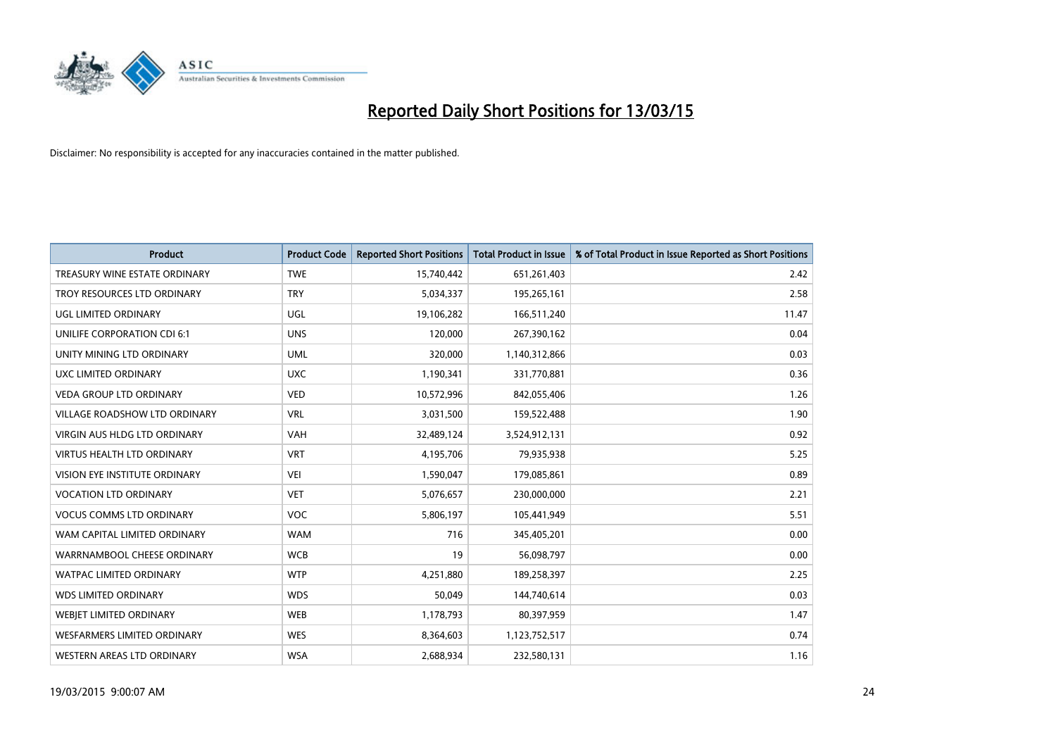# Reported Daily Short Positions for 13/03/15

Disclaimer: No responsibility is accepted for any inaccuracies contained in the matter published.

| Product | Product Code | Reported Short Positions | Total Product in Issue | % of Total Product in Issue Reported as Short Positions |
|---|---|---|---|---|
| TREASURY WINE ESTATE ORDINARY | TWE | 15,740,442 | 651,261,403 | 2.42 |
| TROY RESOURCES LTD ORDINARY | TRY | 5,034,337 | 195,265,161 | 2.58 |
| UGL LIMITED ORDINARY | UGL | 19,106,282 | 166,511,240 | 11.47 |
| UNILIFE CORPORATION CDI 6:1 | UNS | 120,000 | 267,390,162 | 0.04 |
| UNITY MINING LTD ORDINARY | UML | 320,000 | 1,140,312,866 | 0.03 |
| UXC LIMITED ORDINARY | UXC | 1,190,341 | 331,770,881 | 0.36 |
| VEDA GROUP LTD ORDINARY | VED | 10,572,996 | 842,055,406 | 1.26 |
| VILLAGE ROADSHOW LTD ORDINARY | VRL | 3,031,500 | 159,522,488 | 1.90 |
| VIRGIN AUS HLDG LTD ORDINARY | VAH | 32,489,124 | 3,524,912,131 | 0.92 |
| VIRTUS HEALTH LTD ORDINARY | VRT | 4,195,706 | 79,935,938 | 5.25 |
| VISION EYE INSTITUTE ORDINARY | VEI | 1,590,047 | 179,085,861 | 0.89 |
| VOCATION LTD ORDINARY | VET | 5,076,657 | 230,000,000 | 2.21 |
| VOCUS COMMS LTD ORDINARY | VOC | 5,806,197 | 105,441,949 | 5.51 |
| WAM CAPITAL LIMITED ORDINARY | WAM | 716 | 345,405,201 | 0.00 |
| WARRNAMBOOL CHEESE ORDINARY | WCB | 19 | 56,098,797 | 0.00 |
| WATPAC LIMITED ORDINARY | WTP | 4,251,880 | 189,258,397 | 2.25 |
| WDS LIMITED ORDINARY | WDS | 50,049 | 144,740,614 | 0.03 |
| WEBJET LIMITED ORDINARY | WEB | 1,178,793 | 80,397,959 | 1.47 |
| WESFARMERS LIMITED ORDINARY | WES | 8,364,603 | 1,123,752,517 | 0.74 |
| WESTERN AREAS LTD ORDINARY | WSA | 2,688,934 | 232,580,131 | 1.16 |

19/03/2015 9:00:07 AM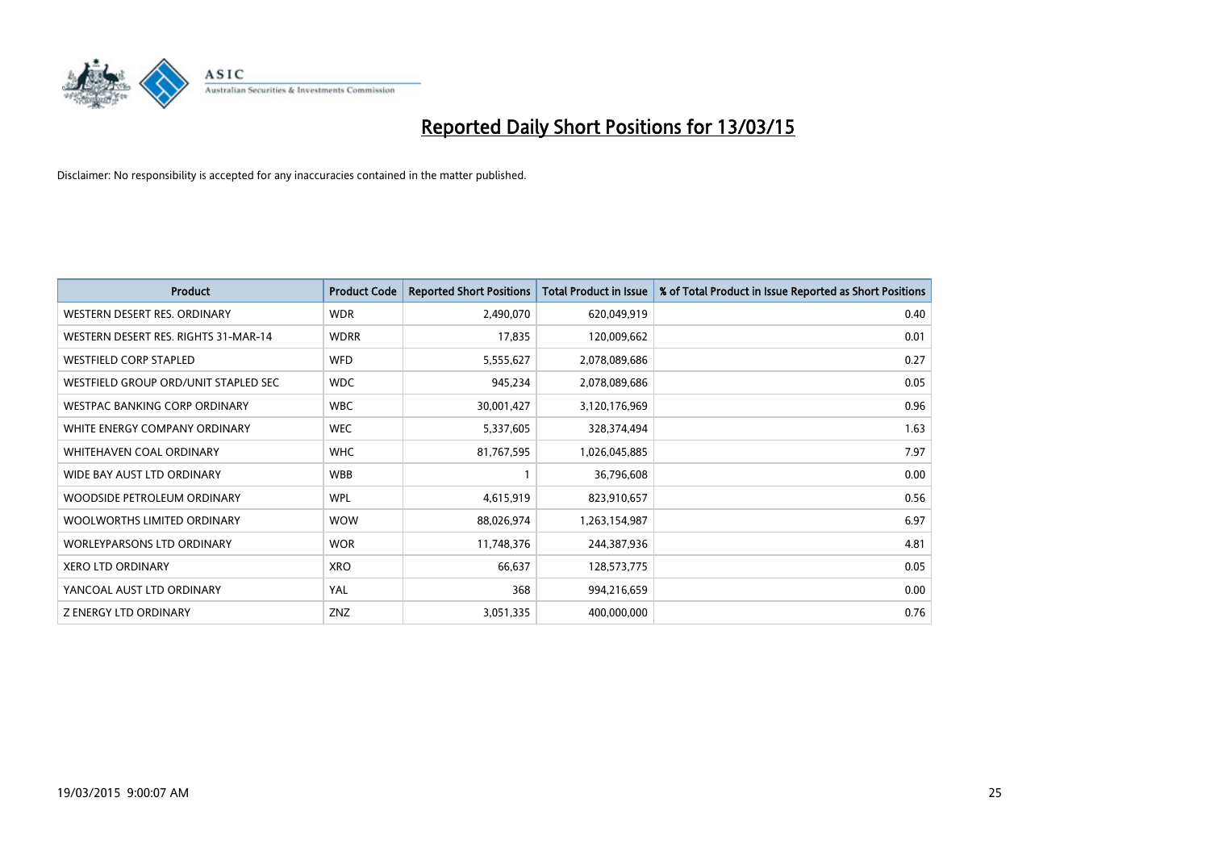# Reported Daily Short Positions for 13/03/15

Disclaimer: No responsibility is accepted for any inaccuracies contained in the matter published.

| Product | Product Code | Reported Short Positions | Total Product in Issue | % of Total Product in Issue Reported as Short Positions |
|---|---|---|---|---|
| WESTERN DESERT RES. ORDINARY | WDR | 2,490,070 | 620,049,919 | 0.40 |
| WESTERN DESERT RES. RIGHTS 31-MAR-14 | WDRR | 17,835 | 120,009,662 | 0.01 |
| WESTFIELD CORP STAPLED | WFD | 5,555,627 | 2,078,089,686 | 0.27 |
| WESTFIELD GROUP ORD/UNIT STAPLED SEC | WDC | 945,234 | 2,078,089,686 | 0.05 |
| WESTPAC BANKING CORP ORDINARY | WBC | 30,001,427 | 3,120,176,969 | 0.96 |
| WHITE ENERGY COMPANY ORDINARY | WEC | 5,337,605 | 328,374,494 | 1.63 |
| WHITEHAVEN COAL ORDINARY | WHC | 81,767,595 | 1,026,045,885 | 7.97 |
| WIDE BAY AUST LTD ORDINARY | WBB | 1 | 36,796,608 | 0.00 |
| WOODSIDE PETROLEUM ORDINARY | WPL | 4,615,919 | 823,910,657 | 0.56 |
| WOOLWORTHS LIMITED ORDINARY | WOW | 88,026,974 | 1,263,154,987 | 6.97 |
| WORLEYPARSONS LTD ORDINARY | WOR | 11,748,376 | 244,387,936 | 4.81 |
| XERO LTD ORDINARY | XRO | 66,637 | 128,573,775 | 0.05 |
| YANCOAL AUST LTD ORDINARY | YAL | 368 | 994,216,659 | 0.00 |
| Z ENERGY LTD ORDINARY | ZNZ | 3,051,335 | 400,000,000 | 0.76 |

19/03/2015 9:00:07 AM